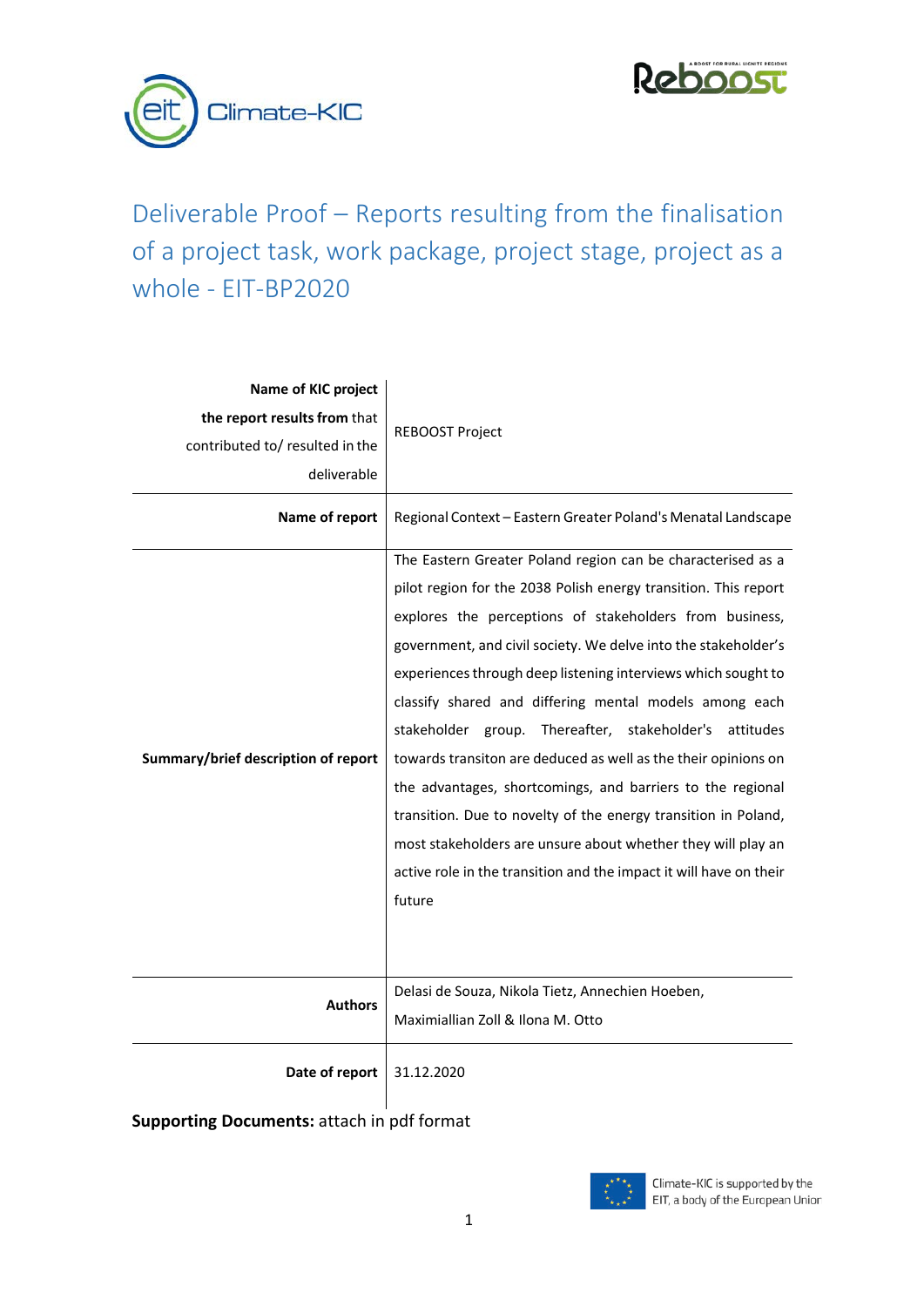# Deliverable Proof – Reports resulting from the finalisation of a project task, work package, project stage, project as a whole - EIT-BP2020

| | |
|---|---|
| **Name of KIC project the report results from** that contributed to/ resulted in the deliverable | REBOOST Project |
| **Name of report** | Regional Context – Eastern Greater Poland's Menatal Landscape |
| **Summary/brief description of report** | The Eastern Greater Poland region can be characterised as a pilot region for the 2038 Polish energy transition. This report explores the perceptions of stakeholders from business, government, and civil society. We delve into the stakeholder's experiences through deep listening interviews which sought to classify shared and differing mental models among each stakeholder group. Thereafter, stakeholder's attitudes towards transiton are deduced as well as the their opinions on the advantages, shortcomings, and barriers to the regional transition. Due to novelty of the energy transition in Poland, most stakeholders are unsure about whether they will play an active role in the transition and the impact it will have on their future |
| **Authors** | Delasi de Souza, Nikola Tietz, Annechien Hoeben, Maximiallian Zoll & Ilona M. Otto |
| **Date of report** | 31.12.2020 |

**Supporting Documents:** attach in pdf format

Climate-KIC is supported by the EIT, a body of the European Union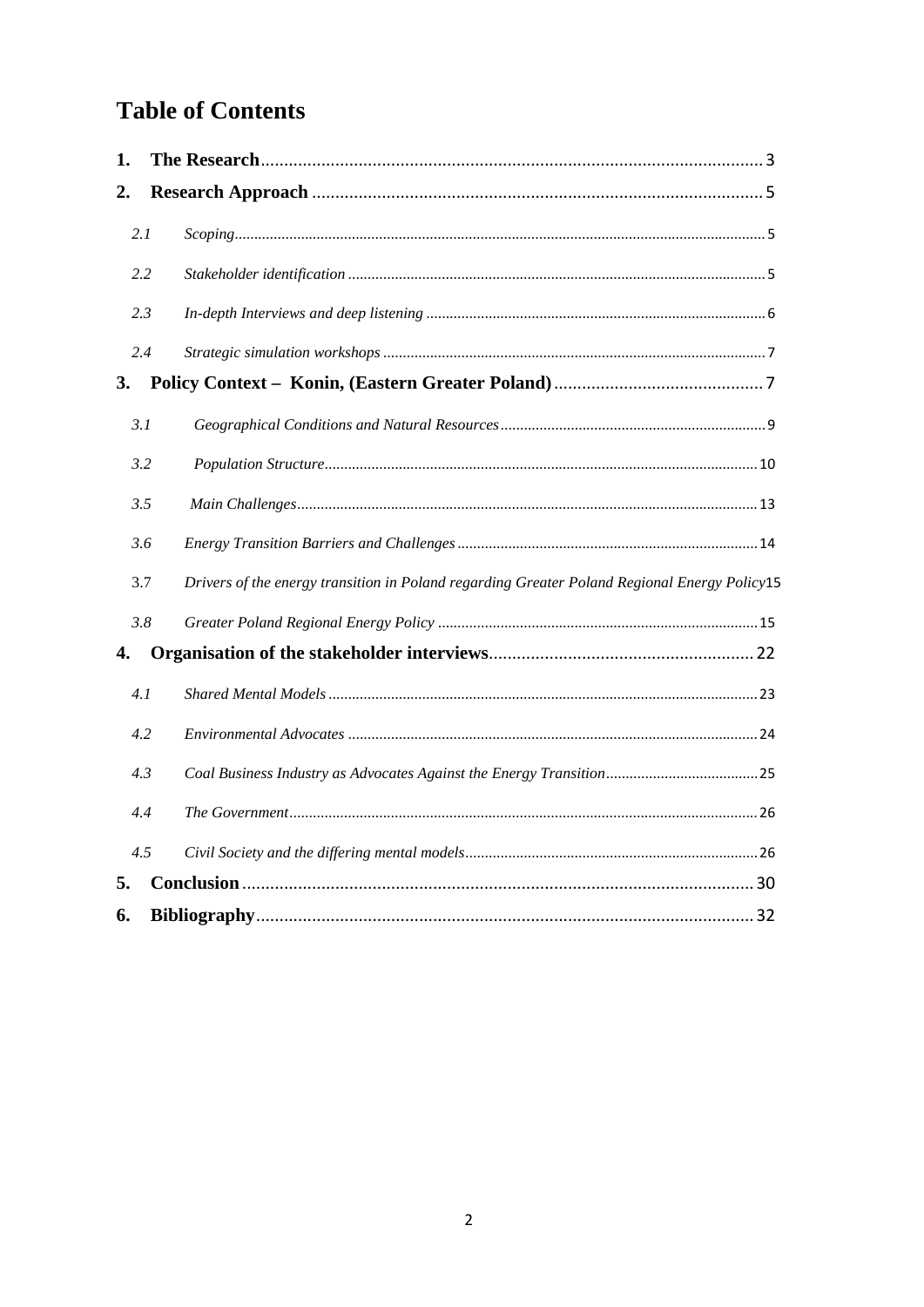# Table of Contents

**1. The Research** ............ 3

**2. Research Approach** ............ 5

*2.1 Scoping* ............ 5

*2.2 Stakeholder identification* ............ 5

*2.3 In-depth Interviews and deep listening* ............ 6

*2.4 Strategic simulation workshops* ............ 7

**3. Policy Context – Konin, (Eastern Greater Poland)** ............ 7

*3.1 Geographical Conditions and Natural Resources* ............ 9

*3.2 Population Structure* ............ 10

*3.5 Main Challenges* ............ 13

*3.6 Energy Transition Barriers and Challenges* ............ 14

3.7 *Drivers of the energy transition in Poland regarding Greater Poland Regional Energy Policy* 15

*3.8 Greater Poland Regional Energy Policy* ............ 15

**4. Organisation of the stakeholder interviews** ............ 22

*4.1 Shared Mental Models* ............ 23

*4.2 Environmental Advocates* ............ 24

*4.3 Coal Business Industry as Advocates Against the Energy Transition* ............ 25

*4.4 The Government* ............ 26

*4.5 Civil Society and the differing mental models* ............ 26

**5. Conclusion** ............ 30

**6. Bibliography** ............ 32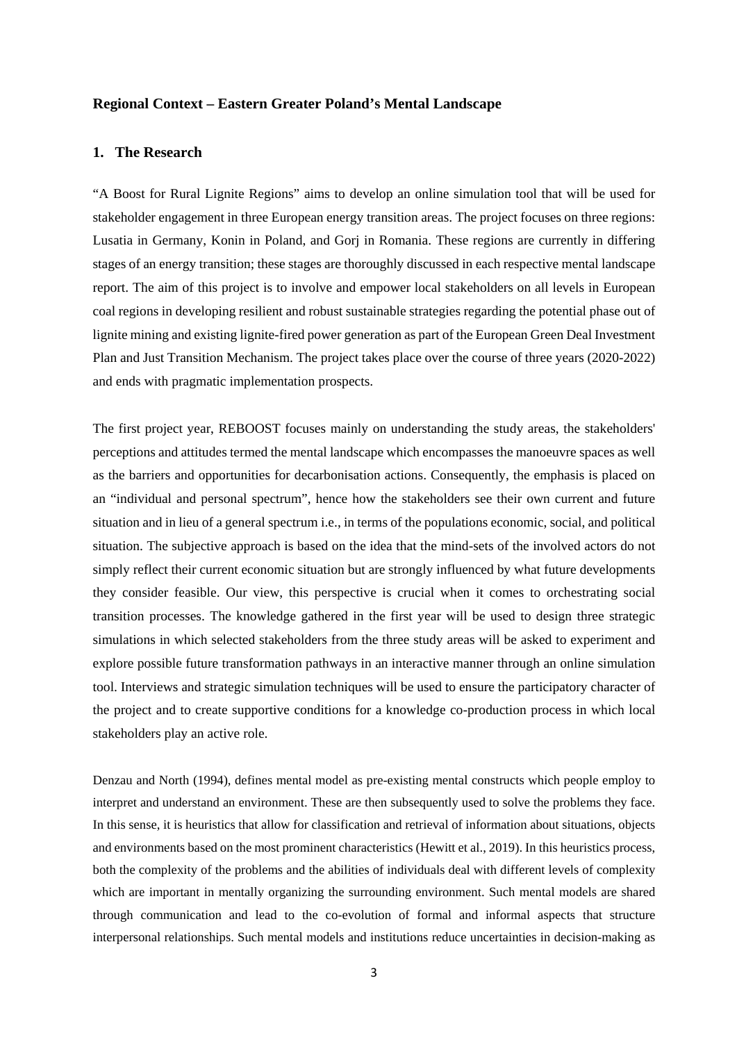## Regional Context – Eastern Greater Poland's Mental Landscape

### 1. The Research

"A Boost for Rural Lignite Regions" aims to develop an online simulation tool that will be used for stakeholder engagement in three European energy transition areas. The project focuses on three regions: Lusatia in Germany, Konin in Poland, and Gorj in Romania. These regions are currently in differing stages of an energy transition; these stages are thoroughly discussed in each respective mental landscape report. The aim of this project is to involve and empower local stakeholders on all levels in European coal regions in developing resilient and robust sustainable strategies regarding the potential phase out of lignite mining and existing lignite-fired power generation as part of the European Green Deal Investment Plan and Just Transition Mechanism. The project takes place over the course of three years (2020-2022) and ends with pragmatic implementation prospects.

The first project year, REBOOST focuses mainly on understanding the study areas, the stakeholders' perceptions and attitudes termed the mental landscape which encompasses the manoeuvre spaces as well as the barriers and opportunities for decarbonisation actions. Consequently, the emphasis is placed on an "individual and personal spectrum", hence how the stakeholders see their own current and future situation and in lieu of a general spectrum i.e., in terms of the populations economic, social, and political situation. The subjective approach is based on the idea that the mind-sets of the involved actors do not simply reflect their current economic situation but are strongly influenced by what future developments they consider feasible. Our view, this perspective is crucial when it comes to orchestrating social transition processes. The knowledge gathered in the first year will be used to design three strategic simulations in which selected stakeholders from the three study areas will be asked to experiment and explore possible future transformation pathways in an interactive manner through an online simulation tool. Interviews and strategic simulation techniques will be used to ensure the participatory character of the project and to create supportive conditions for a knowledge co-production process in which local stakeholders play an active role.

Denzau and North (1994), defines mental model as pre-existing mental constructs which people employ to interpret and understand an environment. These are then subsequently used to solve the problems they face. In this sense, it is heuristics that allow for classification and retrieval of information about situations, objects and environments based on the most prominent characteristics (Hewitt et al., 2019). In this heuristics process, both the complexity of the problems and the abilities of individuals deal with different levels of complexity which are important in mentally organizing the surrounding environment. Such mental models are shared through communication and lead to the co-evolution of formal and informal aspects that structure interpersonal relationships. Such mental models and institutions reduce uncertainties in decision-making as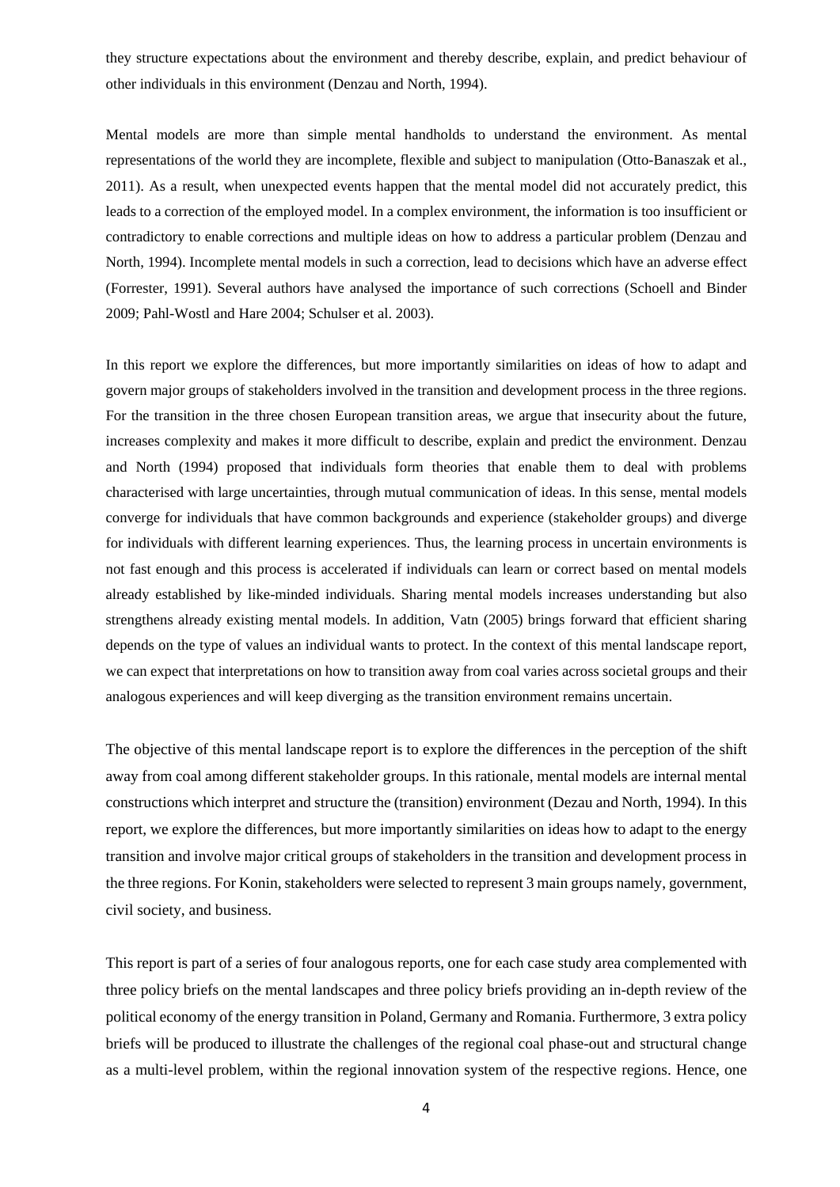they structure expectations about the environment and thereby describe, explain, and predict behaviour of other individuals in this environment (Denzau and North, 1994).

Mental models are more than simple mental handholds to understand the environment. As mental representations of the world they are incomplete, flexible and subject to manipulation (Otto-Banaszak et al., 2011). As a result, when unexpected events happen that the mental model did not accurately predict, this leads to a correction of the employed model. In a complex environment, the information is too insufficient or contradictory to enable corrections and multiple ideas on how to address a particular problem (Denzau and North, 1994). Incomplete mental models in such a correction, lead to decisions which have an adverse effect (Forrester, 1991). Several authors have analysed the importance of such corrections (Schoell and Binder 2009; Pahl-Wostl and Hare 2004; Schulser et al. 2003).

In this report we explore the differences, but more importantly similarities on ideas of how to adapt and govern major groups of stakeholders involved in the transition and development process in the three regions. For the transition in the three chosen European transition areas, we argue that insecurity about the future, increases complexity and makes it more difficult to describe, explain and predict the environment. Denzau and North (1994) proposed that individuals form theories that enable them to deal with problems characterised with large uncertainties, through mutual communication of ideas. In this sense, mental models converge for individuals that have common backgrounds and experience (stakeholder groups) and diverge for individuals with different learning experiences. Thus, the learning process in uncertain environments is not fast enough and this process is accelerated if individuals can learn or correct based on mental models already established by like-minded individuals. Sharing mental models increases understanding but also strengthens already existing mental models. In addition, Vatn (2005) brings forward that efficient sharing depends on the type of values an individual wants to protect. In the context of this mental landscape report, we can expect that interpretations on how to transition away from coal varies across societal groups and their analogous experiences and will keep diverging as the transition environment remains uncertain.

The objective of this mental landscape report is to explore the differences in the perception of the shift away from coal among different stakeholder groups. In this rationale, mental models are internal mental constructions which interpret and structure the (transition) environment (Dezau and North, 1994). In this report, we explore the differences, but more importantly similarities on ideas how to adapt to the energy transition and involve major critical groups of stakeholders in the transition and development process in the three regions. For Konin, stakeholders were selected to represent 3 main groups namely, government, civil society, and business.

This report is part of a series of four analogous reports, one for each case study area complemented with three policy briefs on the mental landscapes and three policy briefs providing an in-depth review of the political economy of the energy transition in Poland, Germany and Romania. Furthermore, 3 extra policy briefs will be produced to illustrate the challenges of the regional coal phase-out and structural change as a multi-level problem, within the regional innovation system of the respective regions. Hence, one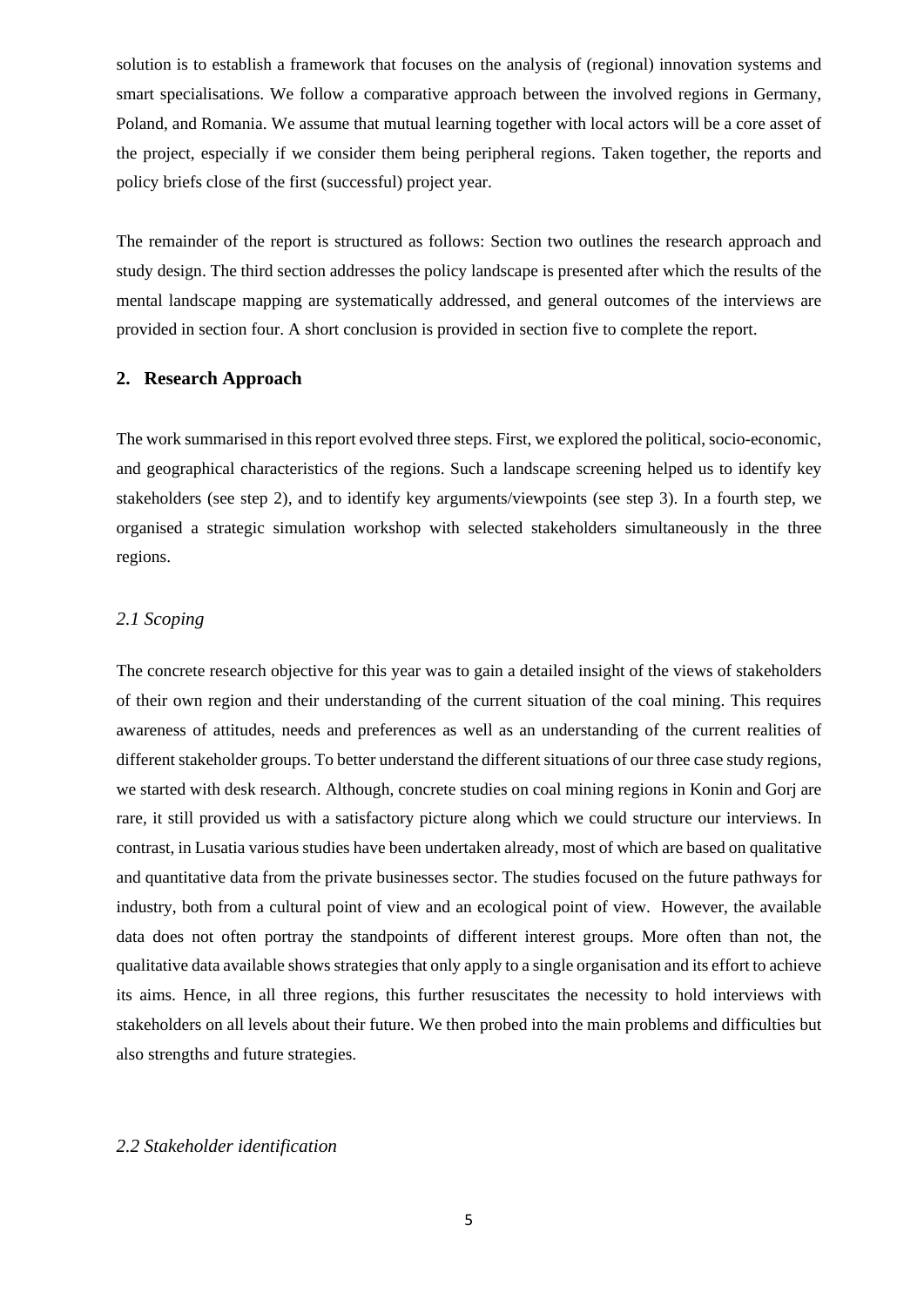solution is to establish a framework that focuses on the analysis of (regional) innovation systems and smart specialisations. We follow a comparative approach between the involved regions in Germany, Poland, and Romania. We assume that mutual learning together with local actors will be a core asset of the project, especially if we consider them being peripheral regions. Taken together, the reports and policy briefs close of the first (successful) project year.

The remainder of the report is structured as follows: Section two outlines the research approach and study design. The third section addresses the policy landscape is presented after which the results of the mental landscape mapping are systematically addressed, and general outcomes of the interviews are provided in section four. A short conclusion is provided in section five to complete the report.

## 2. Research Approach

The work summarised in this report evolved three steps. First, we explored the political, socio-economic, and geographical characteristics of the regions. Such a landscape screening helped us to identify key stakeholders (see step 2), and to identify key arguments/viewpoints (see step 3). In a fourth step, we organised a strategic simulation workshop with selected stakeholders simultaneously in the three regions.

### *2.1 Scoping*

The concrete research objective for this year was to gain a detailed insight of the views of stakeholders of their own region and their understanding of the current situation of the coal mining. This requires awareness of attitudes, needs and preferences as well as an understanding of the current realities of different stakeholder groups. To better understand the different situations of our three case study regions, we started with desk research. Although, concrete studies on coal mining regions in Konin and Gorj are rare, it still provided us with a satisfactory picture along which we could structure our interviews. In contrast, in Lusatia various studies have been undertaken already, most of which are based on qualitative and quantitative data from the private businesses sector. The studies focused on the future pathways for industry, both from a cultural point of view and an ecological point of view. However, the available data does not often portray the standpoints of different interest groups. More often than not, the qualitative data available shows strategies that only apply to a single organisation and its effort to achieve its aims. Hence, in all three regions, this further resuscitates the necessity to hold interviews with stakeholders on all levels about their future. We then probed into the main problems and difficulties but also strengths and future strategies.

### *2.2 Stakeholder identification*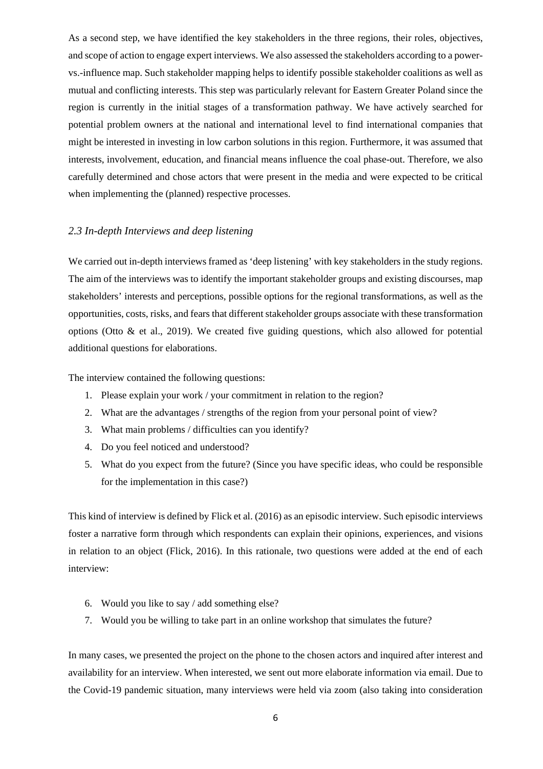As a second step, we have identified the key stakeholders in the three regions, their roles, objectives, and scope of action to engage expert interviews. We also assessed the stakeholders according to a power-vs.-influence map. Such stakeholder mapping helps to identify possible stakeholder coalitions as well as mutual and conflicting interests. This step was particularly relevant for Eastern Greater Poland since the region is currently in the initial stages of a transformation pathway. We have actively searched for potential problem owners at the national and international level to find international companies that might be interested in investing in low carbon solutions in this region. Furthermore, it was assumed that interests, involvement, education, and financial means influence the coal phase-out. Therefore, we also carefully determined and chose actors that were present in the media and were expected to be critical when implementing the (planned) respective processes.

### *2.3 In-depth Interviews and deep listening*

We carried out in-depth interviews framed as 'deep listening' with key stakeholders in the study regions. The aim of the interviews was to identify the important stakeholder groups and existing discourses, map stakeholders' interests and perceptions, possible options for the regional transformations, as well as the opportunities, costs, risks, and fears that different stakeholder groups associate with these transformation options (Otto & et al., 2019). We created five guiding questions, which also allowed for potential additional questions for elaborations.

The interview contained the following questions:

1. Please explain your work / your commitment in relation to the region?
2. What are the advantages / strengths of the region from your personal point of view?
3. What main problems / difficulties can you identify?
4. Do you feel noticed and understood?
5. What do you expect from the future? (Since you have specific ideas, who could be responsible for the implementation in this case?)

This kind of interview is defined by Flick et al. (2016) as an episodic interview. Such episodic interviews foster a narrative form through which respondents can explain their opinions, experiences, and visions in relation to an object (Flick, 2016). In this rationale, two questions were added at the end of each interview:

6. Would you like to say / add something else?
7. Would you be willing to take part in an online workshop that simulates the future?

In many cases, we presented the project on the phone to the chosen actors and inquired after interest and availability for an interview. When interested, we sent out more elaborate information via email. Due to the Covid-19 pandemic situation, many interviews were held via zoom (also taking into consideration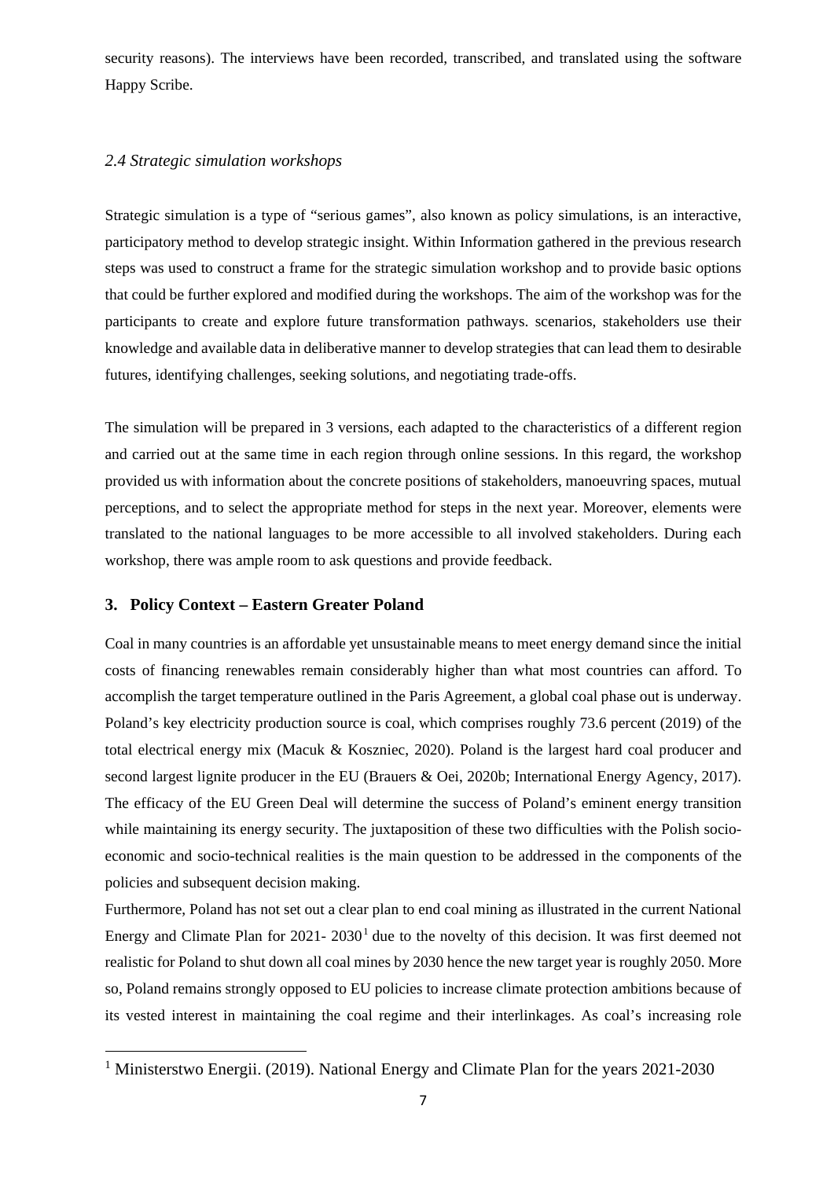security reasons). The interviews have been recorded, transcribed, and translated using the software Happy Scribe.

### *2.4 Strategic simulation workshops*

Strategic simulation is a type of "serious games", also known as policy simulations, is an interactive, participatory method to develop strategic insight. Within Information gathered in the previous research steps was used to construct a frame for the strategic simulation workshop and to provide basic options that could be further explored and modified during the workshops. The aim of the workshop was for the participants to create and explore future transformation pathways. scenarios, stakeholders use their knowledge and available data in deliberative manner to develop strategies that can lead them to desirable futures, identifying challenges, seeking solutions, and negotiating trade-offs.

The simulation will be prepared in 3 versions, each adapted to the characteristics of a different region and carried out at the same time in each region through online sessions. In this regard, the workshop provided us with information about the concrete positions of stakeholders, manoeuvring spaces, mutual perceptions, and to select the appropriate method for steps in the next year. Moreover, elements were translated to the national languages to be more accessible to all involved stakeholders. During each workshop, there was ample room to ask questions and provide feedback.

## 3. Policy Context – Eastern Greater Poland

Coal in many countries is an affordable yet unsustainable means to meet energy demand since the initial costs of financing renewables remain considerably higher than what most countries can afford. To accomplish the target temperature outlined in the Paris Agreement, a global coal phase out is underway. Poland's key electricity production source is coal, which comprises roughly 73.6 percent (2019) of the total electrical energy mix (Macuk & Koszniec, 2020). Poland is the largest hard coal producer and second largest lignite producer in the EU (Brauers & Oei, 2020b; International Energy Agency, 2017). The efficacy of the EU Green Deal will determine the success of Poland's eminent energy transition while maintaining its energy security. The juxtaposition of these two difficulties with the Polish socio-economic and socio-technical realities is the main question to be addressed in the components of the policies and subsequent decision making.

Furthermore, Poland has not set out a clear plan to end coal mining as illustrated in the current National Energy and Climate Plan for 2021- 2030[1] due to the novelty of this decision. It was first deemed not realistic for Poland to shut down all coal mines by 2030 hence the new target year is roughly 2050. More so, Poland remains strongly opposed to EU policies to increase climate protection ambitions because of its vested interest in maintaining the coal regime and their interlinkages. As coal's increasing role

[1] Ministerstwo Energii. (2019). National Energy and Climate Plan for the years 2021-2030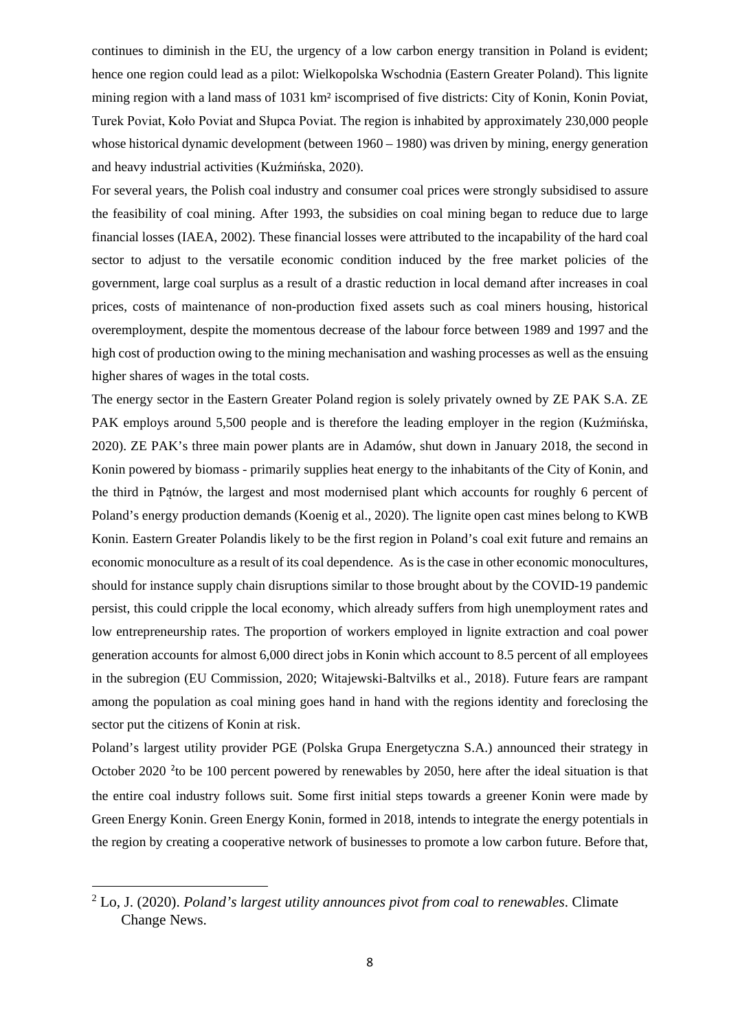continues to diminish in the EU, the urgency of a low carbon energy transition in Poland is evident; hence one region could lead as a pilot: Wielkopolska Wschodnia (Eastern Greater Poland). This lignite mining region with a land mass of 1031 km² iscomprised of five districts: City of Konin, Konin Poviat, Turek Poviat, Koło Poviat and Słupca Poviat. The region is inhabited by approximately 230,000 people whose historical dynamic development (between 1960 – 1980) was driven by mining, energy generation and heavy industrial activities (Kuźmińska, 2020).

For several years, the Polish coal industry and consumer coal prices were strongly subsidised to assure the feasibility of coal mining. After 1993, the subsidies on coal mining began to reduce due to large financial losses (IAEA, 2002). These financial losses were attributed to the incapability of the hard coal sector to adjust to the versatile economic condition induced by the free market policies of the government, large coal surplus as a result of a drastic reduction in local demand after increases in coal prices, costs of maintenance of non-production fixed assets such as coal miners housing, historical overemployment, despite the momentous decrease of the labour force between 1989 and 1997 and the high cost of production owing to the mining mechanisation and washing processes as well as the ensuing higher shares of wages in the total costs.

The energy sector in the Eastern Greater Poland region is solely privately owned by ZE PAK S.A. ZE PAK employs around 5,500 people and is therefore the leading employer in the region (Kuźmińska, 2020). ZE PAK's three main power plants are in Adamów, shut down in January 2018, the second in Konin powered by biomass - primarily supplies heat energy to the inhabitants of the City of Konin, and the third in Pątnów, the largest and most modernised plant which accounts for roughly 6 percent of Poland's energy production demands (Koenig et al., 2020). The lignite open cast mines belong to KWB Konin. Eastern Greater Polandis likely to be the first region in Poland's coal exit future and remains an economic monoculture as a result of its coal dependence. As is the case in other economic monocultures, should for instance supply chain disruptions similar to those brought about by the COVID-19 pandemic persist, this could cripple the local economy, which already suffers from high unemployment rates and low entrepreneurship rates. The proportion of workers employed in lignite extraction and coal power generation accounts for almost 6,000 direct jobs in Konin which account to 8.5 percent of all employees in the subregion (EU Commission, 2020; Witajewski-Baltvilks et al., 2018). Future fears are rampant among the population as coal mining goes hand in hand with the regions identity and foreclosing the sector put the citizens of Konin at risk.

Poland's largest utility provider PGE (Polska Grupa Energetyczna S.A.) announced their strategy in October 2020 [2]to be 100 percent powered by renewables by 2050, here after the ideal situation is that the entire coal industry follows suit. Some first initial steps towards a greener Konin were made by Green Energy Konin. Green Energy Konin, formed in 2018, intends to integrate the energy potentials in the region by creating a cooperative network of businesses to promote a low carbon future. Before that,

[2] Lo, J. (2020). *Poland's largest utility announces pivot from coal to renewables*. Climate Change News.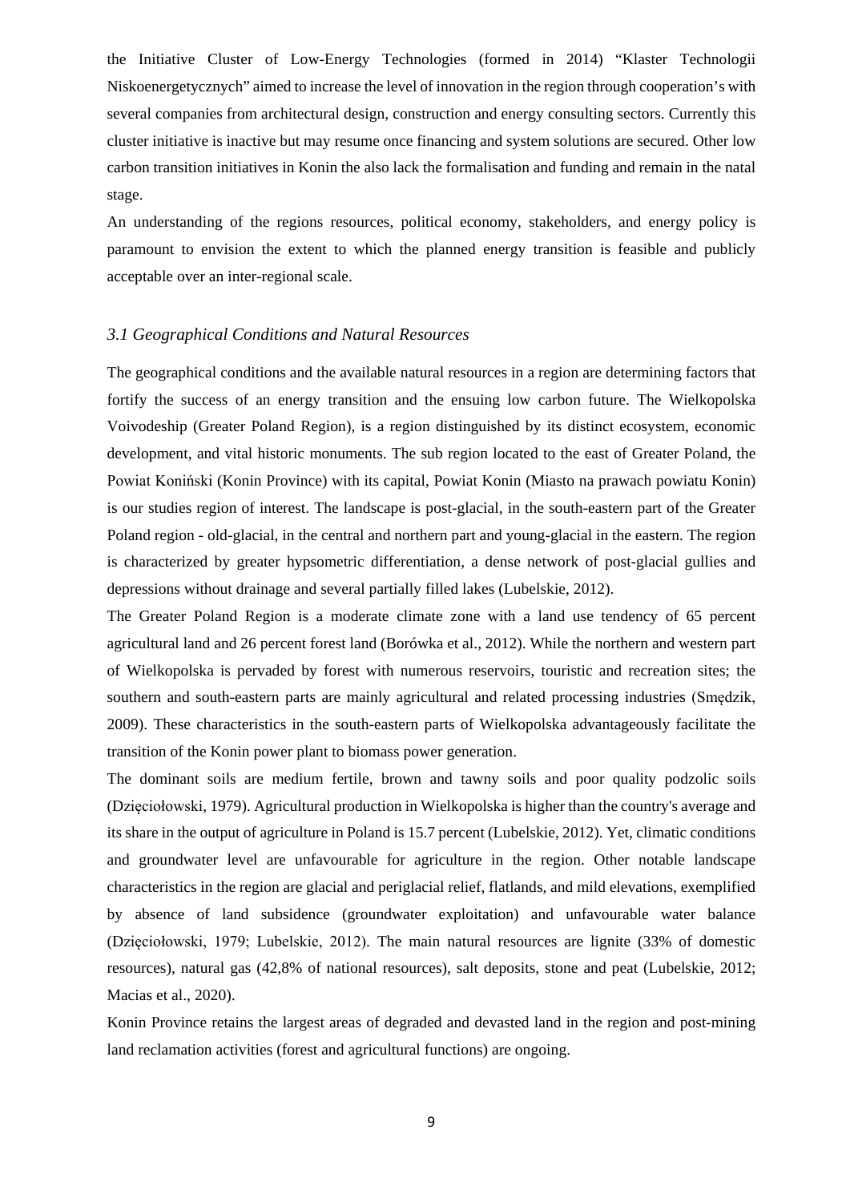the Initiative Cluster of Low-Energy Technologies (formed in 2014) "Klaster Technologii Niskoenergetycznych" aimed to increase the level of innovation in the region through cooperation's with several companies from architectural design, construction and energy consulting sectors. Currently this cluster initiative is inactive but may resume once financing and system solutions are secured. Other low carbon transition initiatives in Konin the also lack the formalisation and funding and remain in the natal stage.

An understanding of the regions resources, political economy, stakeholders, and energy policy is paramount to envision the extent to which the planned energy transition is feasible and publicly acceptable over an inter-regional scale.

### *3.1 Geographical Conditions and Natural Resources*

The geographical conditions and the available natural resources in a region are determining factors that fortify the success of an energy transition and the ensuing low carbon future. The Wielkopolska Voivodeship (Greater Poland Region), is a region distinguished by its distinct ecosystem, economic development, and vital historic monuments. The sub region located to the east of Greater Poland, the Powiat Koniński (Konin Province) with its capital, Powiat Konin (Miasto na prawach powiatu Konin) is our studies region of interest. The landscape is post-glacial, in the south-eastern part of the Greater Poland region - old-glacial, in the central and northern part and young-glacial in the eastern. The region is characterized by greater hypsometric differentiation, a dense network of post-glacial gullies and depressions without drainage and several partially filled lakes (Lubelskie, 2012).

The Greater Poland Region is a moderate climate zone with a land use tendency of 65 percent agricultural land and 26 percent forest land (Borówka et al., 2012). While the northern and western part of Wielkopolska is pervaded by forest with numerous reservoirs, touristic and recreation sites; the southern and south-eastern parts are mainly agricultural and related processing industries (Smędzik, 2009). These characteristics in the south-eastern parts of Wielkopolska advantageously facilitate the transition of the Konin power plant to biomass power generation.

The dominant soils are medium fertile, brown and tawny soils and poor quality podzolic soils (Dzięciołowski, 1979). Agricultural production in Wielkopolska is higher than the country's average and its share in the output of agriculture in Poland is 15.7 percent (Lubelskie, 2012). Yet, climatic conditions and groundwater level are unfavourable for agriculture in the region. Other notable landscape characteristics in the region are glacial and periglacial relief, flatlands, and mild elevations, exemplified by absence of land subsidence (groundwater exploitation) and unfavourable water balance (Dzięciołowski, 1979; Lubelskie, 2012). The main natural resources are lignite (33% of domestic resources), natural gas (42,8% of national resources), salt deposits, stone and peat (Lubelskie, 2012; Macias et al., 2020).

Konin Province retains the largest areas of degraded and devasted land in the region and post-mining land reclamation activities (forest and agricultural functions) are ongoing.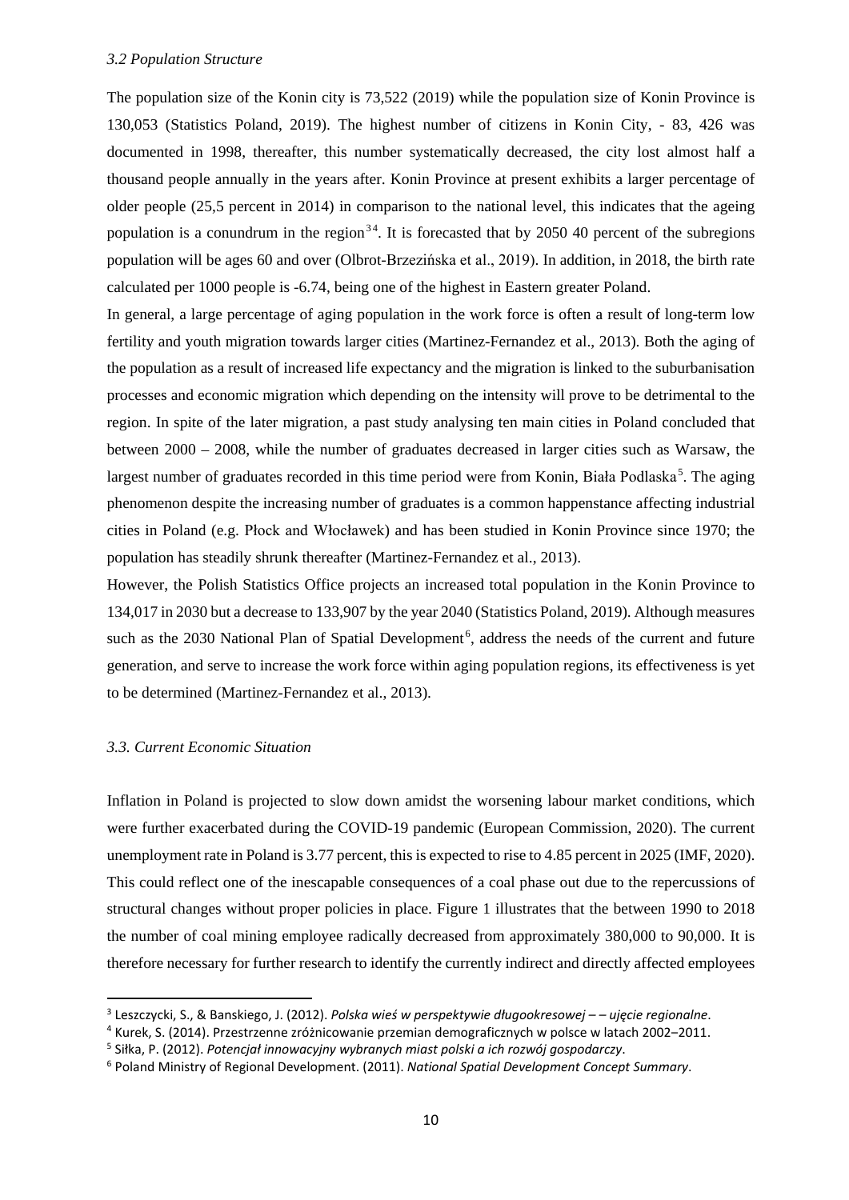*3.2 Population Structure*

The population size of the Konin city is 73,522 (2019) while the population size of Konin Province is 130,053 (Statistics Poland, 2019). The highest number of citizens in Konin City, - 83, 426 was documented in 1998, thereafter, this number systematically decreased, the city lost almost half a thousand people annually in the years after. Konin Province at present exhibits a larger percentage of older people (25,5 percent in 2014) in comparison to the national level, this indicates that the ageing population is a conundrum in the region[3 4]. It is forecasted that by 2050 40 percent of the subregions population will be ages 60 and over (Olbrot-Brzezińska et al., 2019). In addition, in 2018, the birth rate calculated per 1000 people is -6.74, being one of the highest in Eastern greater Poland.

In general, a large percentage of aging population in the work force is often a result of long-term low fertility and youth migration towards larger cities (Martinez-Fernandez et al., 2013). Both the aging of the population as a result of increased life expectancy and the migration is linked to the suburbanisation processes and economic migration which depending on the intensity will prove to be detrimental to the region. In spite of the later migration, a past study analysing ten main cities in Poland concluded that between 2000 – 2008, while the number of graduates decreased in larger cities such as Warsaw, the largest number of graduates recorded in this time period were from Konin, Biała Podlaska[5]. The aging phenomenon despite the increasing number of graduates is a common happenstance affecting industrial cities in Poland (e.g. Płock and Włocławek) and has been studied in Konin Province since 1970; the population has steadily shrunk thereafter (Martinez-Fernandez et al., 2013).

However, the Polish Statistics Office projects an increased total population in the Konin Province to 134,017 in 2030 but a decrease to 133,907 by the year 2040 (Statistics Poland, 2019). Although measures such as the 2030 National Plan of Spatial Development[6], address the needs of the current and future generation, and serve to increase the work force within aging population regions, its effectiveness is yet to be determined (Martinez-Fernandez et al., 2013).

*3.3. Current Economic Situation*

Inflation in Poland is projected to slow down amidst the worsening labour market conditions, which were further exacerbated during the COVID-19 pandemic (European Commission, 2020). The current unemployment rate in Poland is 3.77 percent, this is expected to rise to 4.85 percent in 2025 (IMF, 2020). This could reflect one of the inescapable consequences of a coal phase out due to the repercussions of structural changes without proper policies in place. Figure 1 illustrates that the between 1990 to 2018 the number of coal mining employee radically decreased from approximately 380,000 to 90,000. It is therefore necessary for further research to identify the currently indirect and directly affected employees

---

[3] Leszczycki, S., & Banskiego, J. (2012). *Polska wieś w perspektywie długookresowej – – ujęcie regionalne*.

[4] Kurek, S. (2014). Przestrzenne zróżnicowanie przemian demograficznych w polsce w latach 2002–2011.

[5] Siłka, P. (2012). *Potencjał innowacyjny wybranych miast polski a ich rozwój gospodarczy*.

[6] Poland Ministry of Regional Development. (2011). *National Spatial Development Concept Summary*.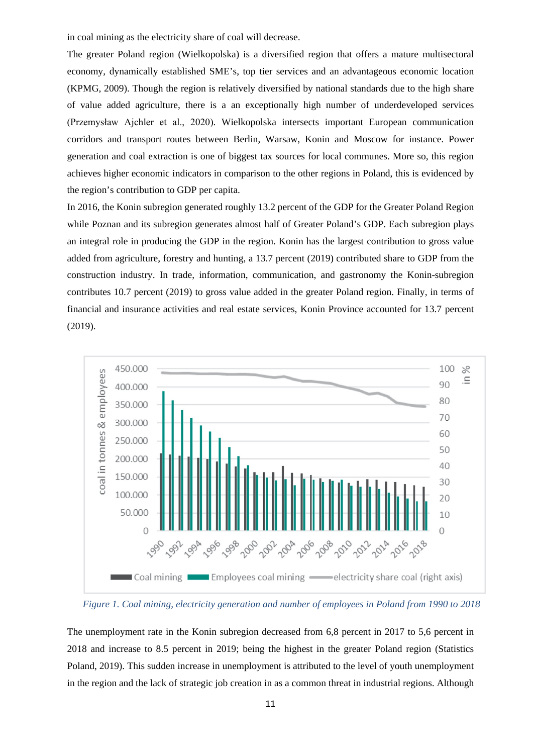in coal mining as the electricity share of coal will decrease.

The greater Poland region (Wielkopolska) is a diversified region that offers a mature multisectoral economy, dynamically established SME's, top tier services and an advantageous economic location (KPMG, 2009). Though the region is relatively diversified by national standards due to the high share of value added agriculture, there is a an exceptionally high number of underdeveloped services (Przemysław Ajchler et al., 2020). Wielkopolska intersects important European communication corridors and transport routes between Berlin, Warsaw, Konin and Moscow for instance. Power generation and coal extraction is one of biggest tax sources for local communes. More so, this region achieves higher economic indicators in comparison to the other regions in Poland, this is evidenced by the region's contribution to GDP per capita.

In 2016, the Konin subregion generated roughly 13.2 percent of the GDP for the Greater Poland Region while Poznan and its subregion generates almost half of Greater Poland's GDP. Each subregion plays an integral role in producing the GDP in the region. Konin has the largest contribution to gross value added from agriculture, forestry and hunting, a 13.7 percent (2019) contributed share to GDP from the construction industry. In trade, information, communication, and gastronomy the Konin-subregion contributes 10.7 percent (2019) to gross value added in the greater Poland region. Finally, in terms of financial and insurance activities and real estate services, Konin Province accounted for 13.7 percent (2019).

*Figure 1. Coal mining, electricity generation and number of employees in Poland from 1990 to 2018*

The unemployment rate in the Konin subregion decreased from 6,8 percent in 2017 to 5,6 percent in 2018 and increase to 8.5 percent in 2019; being the highest in the greater Poland region (Statistics Poland, 2019). This sudden increase in unemployment is attributed to the level of youth unemployment in the region and the lack of strategic job creation in as a common threat in industrial regions. Although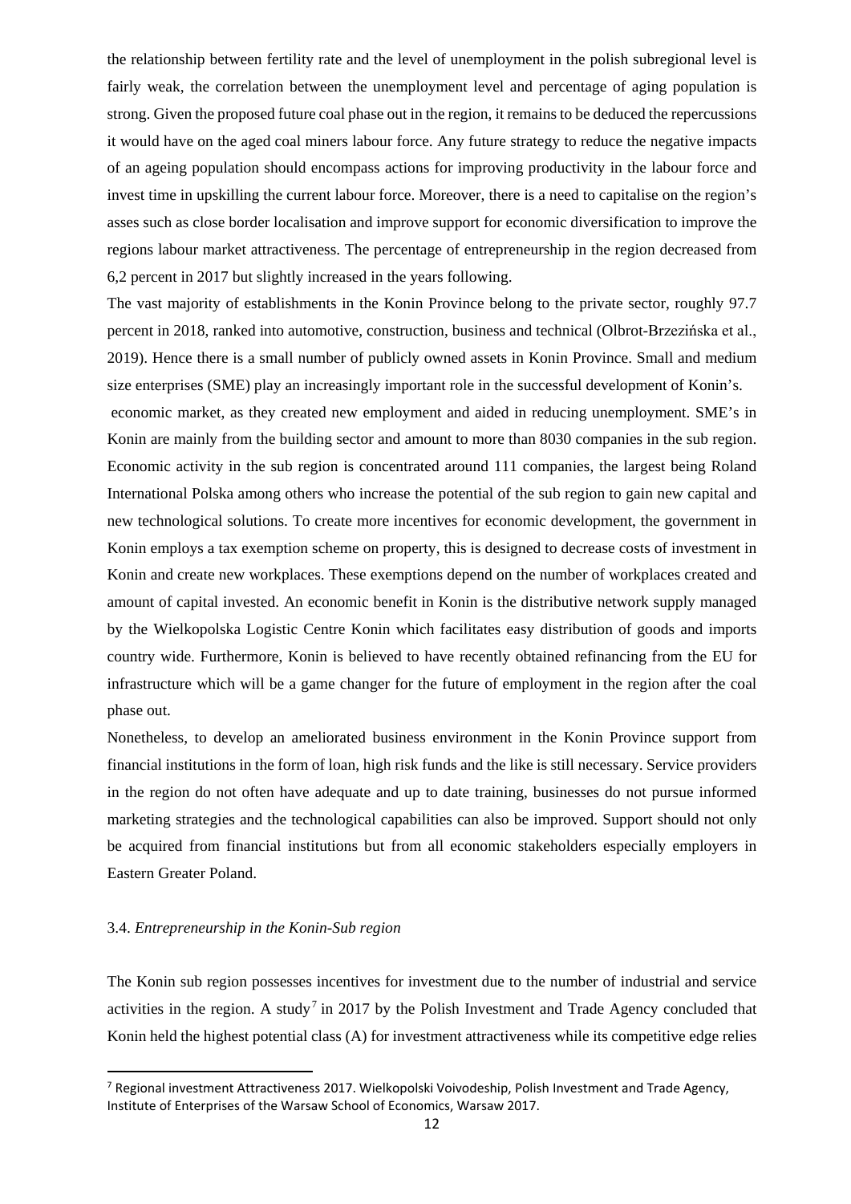the relationship between fertility rate and the level of unemployment in the polish subregional level is fairly weak, the correlation between the unemployment level and percentage of aging population is strong. Given the proposed future coal phase out in the region, it remains to be deduced the repercussions it would have on the aged coal miners labour force. Any future strategy to reduce the negative impacts of an ageing population should encompass actions for improving productivity in the labour force and invest time in upskilling the current labour force. Moreover, there is a need to capitalise on the region's asses such as close border localisation and improve support for economic diversification to improve the regions labour market attractiveness. The percentage of entrepreneurship in the region decreased from 6,2 percent in 2017 but slightly increased in the years following.

The vast majority of establishments in the Konin Province belong to the private sector, roughly 97.7 percent in 2018, ranked into automotive, construction, business and technical (Olbrot-Brzezińska et al., 2019). Hence there is a small number of publicly owned assets in Konin Province. Small and medium size enterprises (SME) play an increasingly important role in the successful development of Konin's.

economic market, as they created new employment and aided in reducing unemployment. SME's in Konin are mainly from the building sector and amount to more than 8030 companies in the sub region. Economic activity in the sub region is concentrated around 111 companies, the largest being Roland International Polska among others who increase the potential of the sub region to gain new capital and new technological solutions. To create more incentives for economic development, the government in Konin employs a tax exemption scheme on property, this is designed to decrease costs of investment in Konin and create new workplaces. These exemptions depend on the number of workplaces created and amount of capital invested. An economic benefit in Konin is the distributive network supply managed by the Wielkopolska Logistic Centre Konin which facilitates easy distribution of goods and imports country wide. Furthermore, Konin is believed to have recently obtained refinancing from the EU for infrastructure which will be a game changer for the future of employment in the region after the coal phase out.

Nonetheless, to develop an ameliorated business environment in the Konin Province support from financial institutions in the form of loan, high risk funds and the like is still necessary. Service providers in the region do not often have adequate and up to date training, businesses do not pursue informed marketing strategies and the technological capabilities can also be improved. Support should not only be acquired from financial institutions but from all economic stakeholders especially employers in Eastern Greater Poland.

### 3.4. *Entrepreneurship in the Konin-Sub region*

The Konin sub region possesses incentives for investment due to the number of industrial and service activities in the region. A study[7] in 2017 by the Polish Investment and Trade Agency concluded that Konin held the highest potential class (A) for investment attractiveness while its competitive edge relies

[7] Regional investment Attractiveness 2017. Wielkopolski Voivodeship, Polish Investment and Trade Agency, Institute of Enterprises of the Warsaw School of Economics, Warsaw 2017.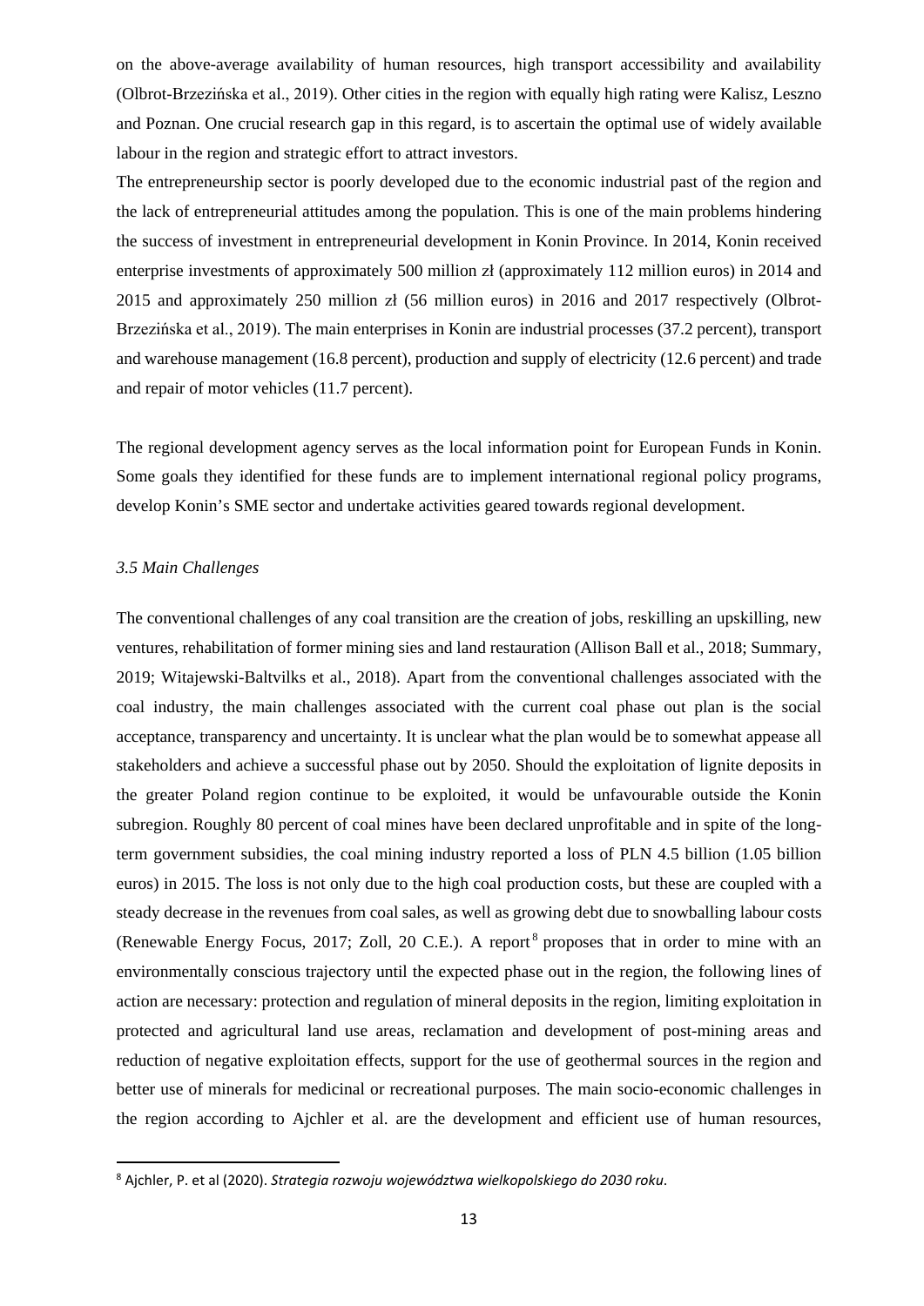on the above-average availability of human resources, high transport accessibility and availability (Olbrot-Brzezińska et al., 2019). Other cities in the region with equally high rating were Kalisz, Leszno and Poznan. One crucial research gap in this regard, is to ascertain the optimal use of widely available labour in the region and strategic effort to attract investors.

The entrepreneurship sector is poorly developed due to the economic industrial past of the region and the lack of entrepreneurial attitudes among the population. This is one of the main problems hindering the success of investment in entrepreneurial development in Konin Province. In 2014, Konin received enterprise investments of approximately 500 million zł (approximately 112 million euros) in 2014 and 2015 and approximately 250 million zł (56 million euros) in 2016 and 2017 respectively (Olbrot-Brzezińska et al., 2019). The main enterprises in Konin are industrial processes (37.2 percent), transport and warehouse management (16.8 percent), production and supply of electricity (12.6 percent) and trade and repair of motor vehicles (11.7 percent).

The regional development agency serves as the local information point for European Funds in Konin. Some goals they identified for these funds are to implement international regional policy programs, develop Konin's SME sector and undertake activities geared towards regional development.

### *3.5 Main Challenges*

The conventional challenges of any coal transition are the creation of jobs, reskilling an upskilling, new ventures, rehabilitation of former mining sies and land restauration (Allison Ball et al., 2018; Summary, 2019; Witajewski-Baltvilks et al., 2018). Apart from the conventional challenges associated with the coal industry, the main challenges associated with the current coal phase out plan is the social acceptance, transparency and uncertainty. It is unclear what the plan would be to somewhat appease all stakeholders and achieve a successful phase out by 2050. Should the exploitation of lignite deposits in the greater Poland region continue to be exploited, it would be unfavourable outside the Konin subregion. Roughly 80 percent of coal mines have been declared unprofitable and in spite of the long-term government subsidies, the coal mining industry reported a loss of PLN 4.5 billion (1.05 billion euros) in 2015. The loss is not only due to the high coal production costs, but these are coupled with a steady decrease in the revenues from coal sales, as well as growing debt due to snowballing labour costs (Renewable Energy Focus, 2017; Zoll, 20 C.E.). A report[8] proposes that in order to mine with an environmentally conscious trajectory until the expected phase out in the region, the following lines of action are necessary: protection and regulation of mineral deposits in the region, limiting exploitation in protected and agricultural land use areas, reclamation and development of post-mining areas and reduction of negative exploitation effects, support for the use of geothermal sources in the region and better use of minerals for medicinal or recreational purposes. The main socio-economic challenges in the region according to Ajchler et al. are the development and efficient use of human resources,

[8] Ajchler, P. et al (2020). *Strategia rozwoju województwa wielkopolskiego do 2030 roku*.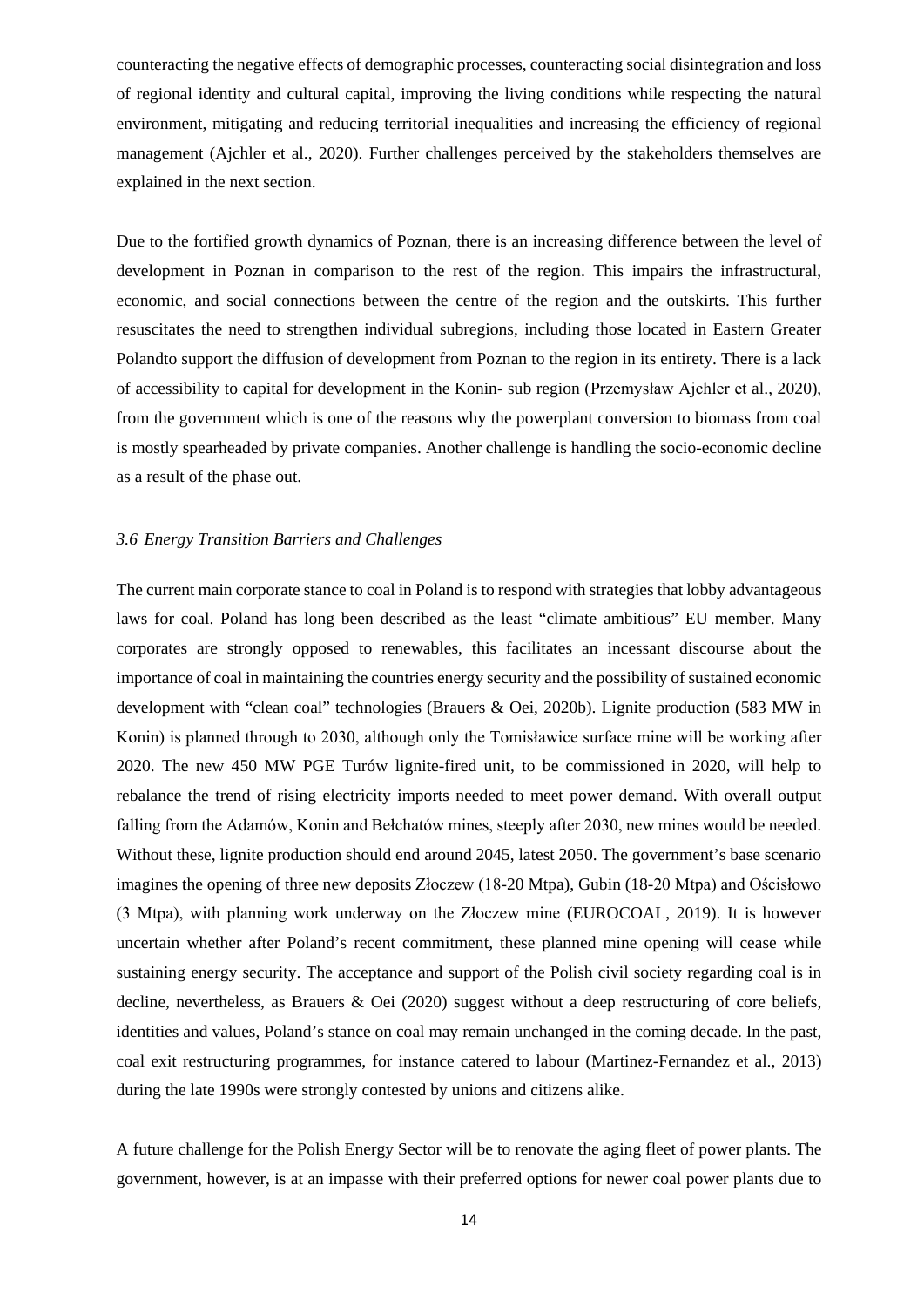counteracting the negative effects of demographic processes, counteracting social disintegration and loss of regional identity and cultural capital, improving the living conditions while respecting the natural environment, mitigating and reducing territorial inequalities and increasing the efficiency of regional management (Ajchler et al., 2020). Further challenges perceived by the stakeholders themselves are explained in the next section.

Due to the fortified growth dynamics of Poznan, there is an increasing difference between the level of development in Poznan in comparison to the rest of the region. This impairs the infrastructural, economic, and social connections between the centre of the region and the outskirts. This further resuscitates the need to strengthen individual subregions, including those located in Eastern Greater Polandto support the diffusion of development from Poznan to the region in its entirety. There is a lack of accessibility to capital for development in the Konin- sub region (Przemysław Ajchler et al., 2020), from the government which is one of the reasons why the powerplant conversion to biomass from coal is mostly spearheaded by private companies. Another challenge is handling the socio-economic decline as a result of the phase out.

### *3.6 Energy Transition Barriers and Challenges*

The current main corporate stance to coal in Poland is to respond with strategies that lobby advantageous laws for coal. Poland has long been described as the least "climate ambitious" EU member. Many corporates are strongly opposed to renewables, this facilitates an incessant discourse about the importance of coal in maintaining the countries energy security and the possibility of sustained economic development with "clean coal" technologies (Brauers & Oei, 2020b). Lignite production (583 MW in Konin) is planned through to 2030, although only the Tomisławice surface mine will be working after 2020. The new 450 MW PGE Turów lignite-fired unit, to be commissioned in 2020, will help to rebalance the trend of rising electricity imports needed to meet power demand. With overall output falling from the Adamów, Konin and Bełchatów mines, steeply after 2030, new mines would be needed. Without these, lignite production should end around 2045, latest 2050. The government's base scenario imagines the opening of three new deposits Złoczew (18-20 Mtpa), Gubin (18-20 Mtpa) and Ościsłowo (3 Mtpa), with planning work underway on the Złoczew mine (EUROCOAL, 2019). It is however uncertain whether after Poland's recent commitment, these planned mine opening will cease while sustaining energy security. The acceptance and support of the Polish civil society regarding coal is in decline, nevertheless, as Brauers & Oei (2020) suggest without a deep restructuring of core beliefs, identities and values, Poland's stance on coal may remain unchanged in the coming decade. In the past, coal exit restructuring programmes, for instance catered to labour (Martinez-Fernandez et al., 2013) during the late 1990s were strongly contested by unions and citizens alike.

A future challenge for the Polish Energy Sector will be to renovate the aging fleet of power plants. The government, however, is at an impasse with their preferred options for newer coal power plants due to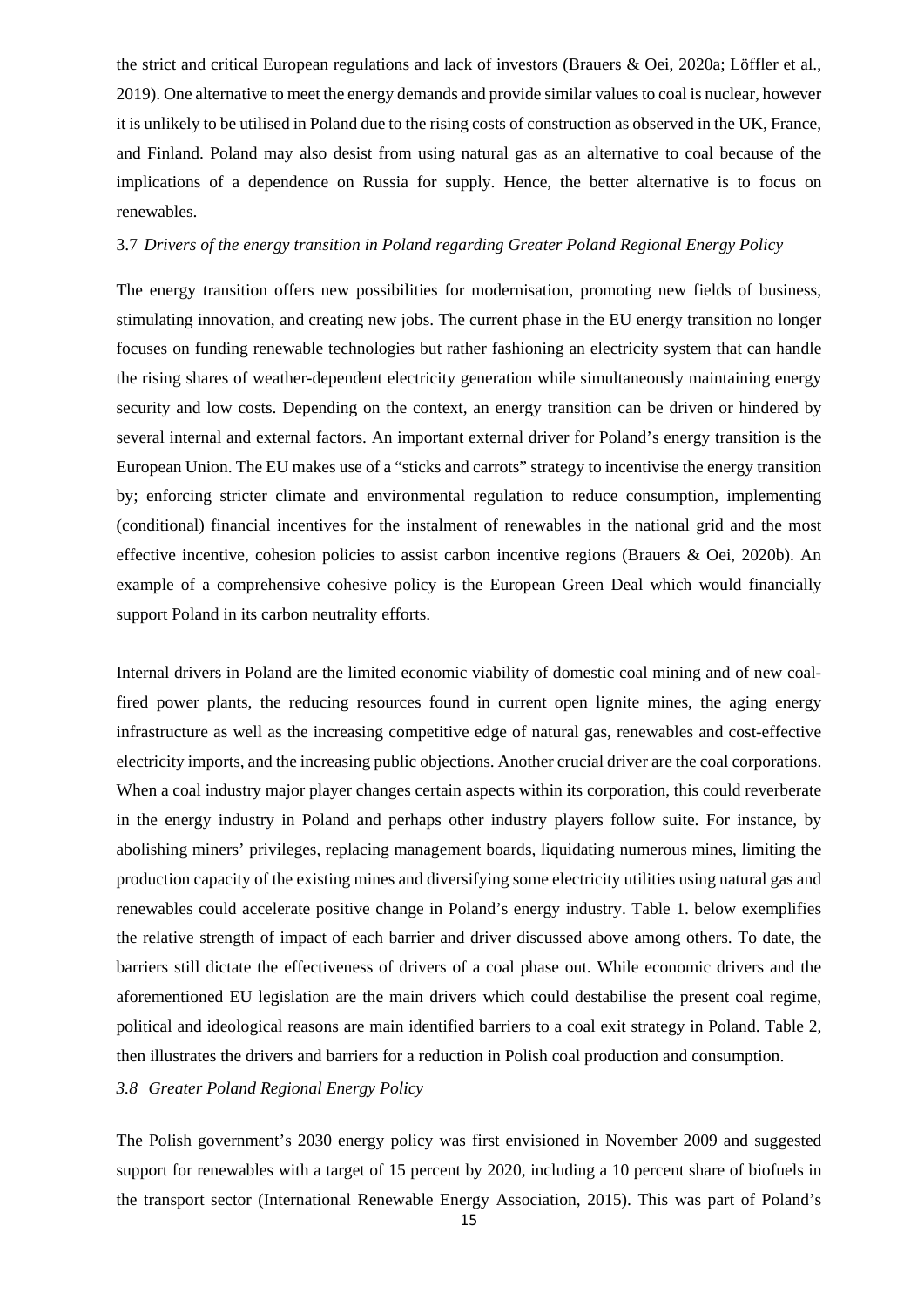the strict and critical European regulations and lack of investors (Brauers & Oei, 2020a; Löffler et al., 2019). One alternative to meet the energy demands and provide similar values to coal is nuclear, however it is unlikely to be utilised in Poland due to the rising costs of construction as observed in the UK, France, and Finland. Poland may also desist from using natural gas as an alternative to coal because of the implications of a dependence on Russia for supply. Hence, the better alternative is to focus on renewables.

### 3.7 *Drivers of the energy transition in Poland regarding Greater Poland Regional Energy Policy*

The energy transition offers new possibilities for modernisation, promoting new fields of business, stimulating innovation, and creating new jobs. The current phase in the EU energy transition no longer focuses on funding renewable technologies but rather fashioning an electricity system that can handle the rising shares of weather-dependent electricity generation while simultaneously maintaining energy security and low costs. Depending on the context, an energy transition can be driven or hindered by several internal and external factors. An important external driver for Poland's energy transition is the European Union. The EU makes use of a "sticks and carrots" strategy to incentivise the energy transition by; enforcing stricter climate and environmental regulation to reduce consumption, implementing (conditional) financial incentives for the instalment of renewables in the national grid and the most effective incentive, cohesion policies to assist carbon incentive regions (Brauers & Oei, 2020b). An example of a comprehensive cohesive policy is the European Green Deal which would financially support Poland in its carbon neutrality efforts.

Internal drivers in Poland are the limited economic viability of domestic coal mining and of new coal-fired power plants, the reducing resources found in current open lignite mines, the aging energy infrastructure as well as the increasing competitive edge of natural gas, renewables and cost-effective electricity imports, and the increasing public objections. Another crucial driver are the coal corporations. When a coal industry major player changes certain aspects within its corporation, this could reverberate in the energy industry in Poland and perhaps other industry players follow suite. For instance, by abolishing miners' privileges, replacing management boards, liquidating numerous mines, limiting the production capacity of the existing mines and diversifying some electricity utilities using natural gas and renewables could accelerate positive change in Poland's energy industry. Table 1. below exemplifies the relative strength of impact of each barrier and driver discussed above among others. To date, the barriers still dictate the effectiveness of drivers of a coal phase out. While economic drivers and the aforementioned EU legislation are the main drivers which could destabilise the present coal regime, political and ideological reasons are main identified barriers to a coal exit strategy in Poland. Table 2, then illustrates the drivers and barriers for a reduction in Polish coal production and consumption.

### *3.8 Greater Poland Regional Energy Policy*

The Polish government's 2030 energy policy was first envisioned in November 2009 and suggested support for renewables with a target of 15 percent by 2020, including a 10 percent share of biofuels in the transport sector (International Renewable Energy Association, 2015). This was part of Poland's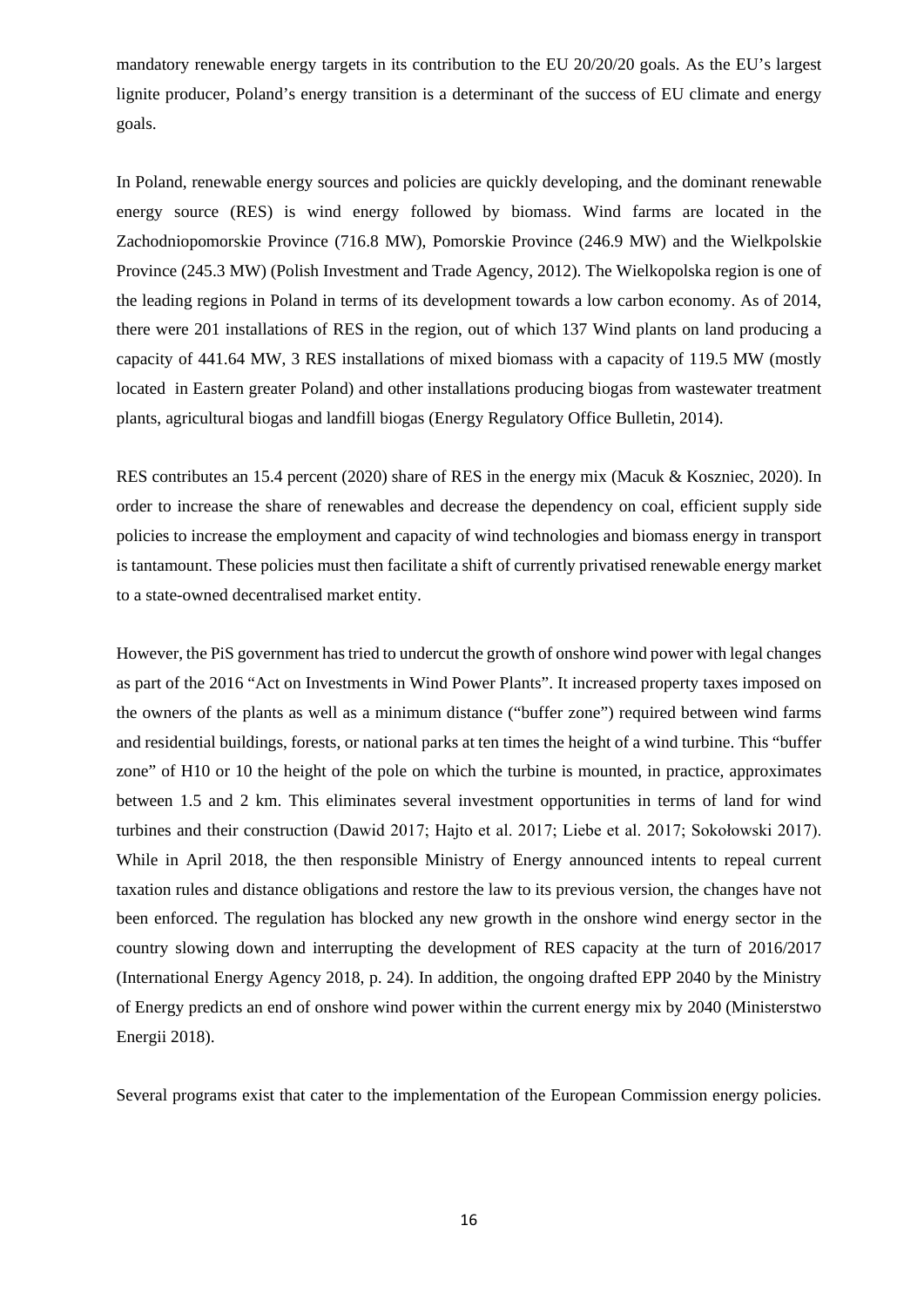mandatory renewable energy targets in its contribution to the EU 20/20/20 goals. As the EU's largest lignite producer, Poland's energy transition is a determinant of the success of EU climate and energy goals.

In Poland, renewable energy sources and policies are quickly developing, and the dominant renewable energy source (RES) is wind energy followed by biomass. Wind farms are located in the Zachodniopomorskie Province (716.8 MW), Pomorskie Province (246.9 MW) and the Wielkpolskie Province (245.3 MW) (Polish Investment and Trade Agency, 2012). The Wielkopolska region is one of the leading regions in Poland in terms of its development towards a low carbon economy. As of 2014, there were 201 installations of RES in the region, out of which 137 Wind plants on land producing a capacity of 441.64 MW, 3 RES installations of mixed biomass with a capacity of 119.5 MW (mostly located in Eastern greater Poland) and other installations producing biogas from wastewater treatment plants, agricultural biogas and landfill biogas (Energy Regulatory Office Bulletin, 2014).

RES contributes an 15.4 percent (2020) share of RES in the energy mix (Macuk & Koszniec, 2020). In order to increase the share of renewables and decrease the dependency on coal, efficient supply side policies to increase the employment and capacity of wind technologies and biomass energy in transport is tantamount. These policies must then facilitate a shift of currently privatised renewable energy market to a state-owned decentralised market entity.

However, the PiS government has tried to undercut the growth of onshore wind power with legal changes as part of the 2016 "Act on Investments in Wind Power Plants". It increased property taxes imposed on the owners of the plants as well as a minimum distance ("buffer zone") required between wind farms and residential buildings, forests, or national parks at ten times the height of a wind turbine. This "buffer zone" of H10 or 10 the height of the pole on which the turbine is mounted, in practice, approximates between 1.5 and 2 km. This eliminates several investment opportunities in terms of land for wind turbines and their construction (Dawid 2017; Hajto et al. 2017; Liebe et al. 2017; Sokołowski 2017). While in April 2018, the then responsible Ministry of Energy announced intents to repeal current taxation rules and distance obligations and restore the law to its previous version, the changes have not been enforced. The regulation has blocked any new growth in the onshore wind energy sector in the country slowing down and interrupting the development of RES capacity at the turn of 2016/2017 (International Energy Agency 2018, p. 24). In addition, the ongoing drafted EPP 2040 by the Ministry of Energy predicts an end of onshore wind power within the current energy mix by 2040 (Ministerstwo Energii 2018).

Several programs exist that cater to the implementation of the European Commission energy policies.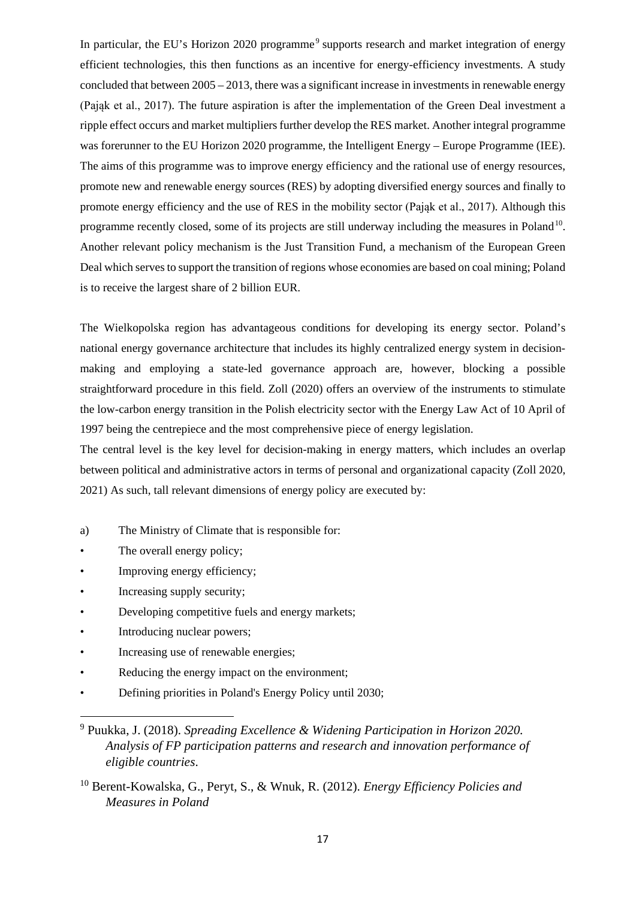In particular, the EU's Horizon 2020 programme[9] supports research and market integration of energy efficient technologies, this then functions as an incentive for energy-efficiency investments. A study concluded that between 2005 – 2013, there was a significant increase in investments in renewable energy (Pająk et al., 2017). The future aspiration is after the implementation of the Green Deal investment a ripple effect occurs and market multipliers further develop the RES market. Another integral programme was forerunner to the EU Horizon 2020 programme, the Intelligent Energy – Europe Programme (IEE). The aims of this programme was to improve energy efficiency and the rational use of energy resources, promote new and renewable energy sources (RES) by adopting diversified energy sources and finally to promote energy efficiency and the use of RES in the mobility sector (Pająk et al., 2017). Although this programme recently closed, some of its projects are still underway including the measures in Poland[10]. Another relevant policy mechanism is the Just Transition Fund, a mechanism of the European Green Deal which serves to support the transition of regions whose economies are based on coal mining; Poland is to receive the largest share of 2 billion EUR.

The Wielkopolska region has advantageous conditions for developing its energy sector. Poland's national energy governance architecture that includes its highly centralized energy system in decision-making and employing a state-led governance approach are, however, blocking a possible straightforward procedure in this field. Zoll (2020) offers an overview of the instruments to stimulate the low-carbon energy transition in the Polish electricity sector with the Energy Law Act of 10 April of 1997 being the centrepiece and the most comprehensive piece of energy legislation.

The central level is the key level for decision-making in energy matters, which includes an overlap between political and administrative actors in terms of personal and organizational capacity (Zoll 2020, 2021) As such, tall relevant dimensions of energy policy are executed by:

a) The Ministry of Climate that is responsible for:

- The overall energy policy;
- Improving energy efficiency;
- Increasing supply security;
- Developing competitive fuels and energy markets;
- Introducing nuclear powers;
- Increasing use of renewable energies;
- Reducing the energy impact on the environment;
- Defining priorities in Poland's Energy Policy until 2030;

---

[9] Puukka, J. (2018). *Spreading Excellence & Widening Participation in Horizon 2020. Analysis of FP participation patterns and research and innovation performance of eligible countries*.

[10] Berent-Kowalska, G., Peryt, S., & Wnuk, R. (2012). *Energy Efficiency Policies and Measures in Poland*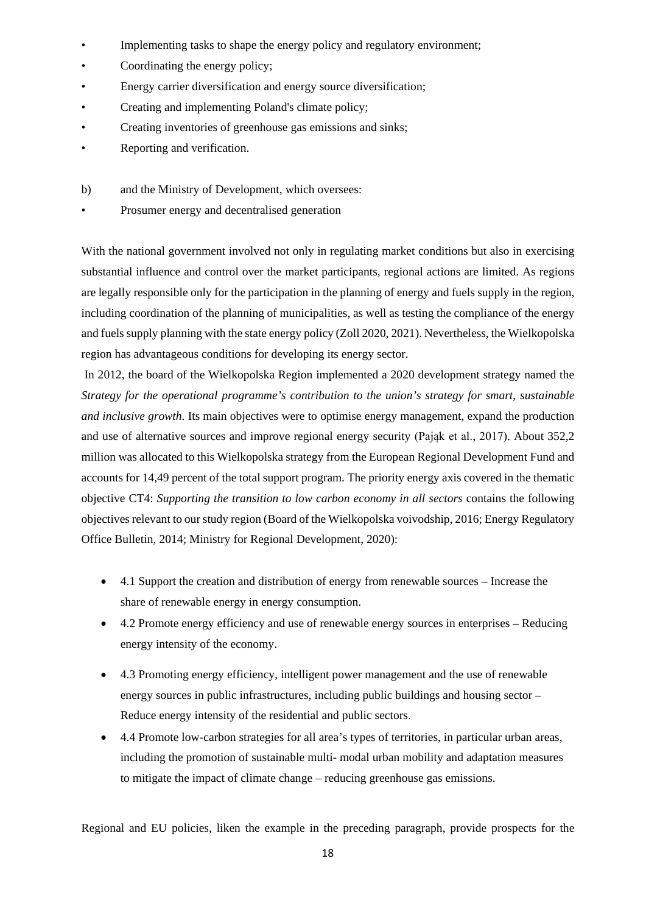- Implementing tasks to shape the energy policy and regulatory environment;
- Coordinating the energy policy;
- Energy carrier diversification and energy source diversification;
- Creating and implementing Poland's climate policy;
- Creating inventories of greenhouse gas emissions and sinks;
- Reporting and verification.

b) and the Ministry of Development, which oversees:

- Prosumer energy and decentralised generation

With the national government involved not only in regulating market conditions but also in exercising substantial influence and control over the market participants, regional actions are limited. As regions are legally responsible only for the participation in the planning of energy and fuels supply in the region, including coordination of the planning of municipalities, as well as testing the compliance of the energy and fuels supply planning with the state energy policy (Zoll 2020, 2021). Nevertheless, the Wielkopolska region has advantageous conditions for developing its energy sector.

In 2012, the board of the Wielkopolska Region implemented a 2020 development strategy named the *Strategy for the operational programme's contribution to the union's strategy for smart, sustainable and inclusive growth*. Its main objectives were to optimise energy management, expand the production and use of alternative sources and improve regional energy security (Pająk et al., 2017). About 352,2 million was allocated to this Wielkopolska strategy from the European Regional Development Fund and accounts for 14,49 percent of the total support program. The priority energy axis covered in the thematic objective CT4: *Supporting the transition to low carbon economy in all sectors* contains the following objectives relevant to our study region (Board of the Wielkopolska voivodship, 2016; Energy Regulatory Office Bulletin, 2014; Ministry for Regional Development, 2020):

- 4.1 Support the creation and distribution of energy from renewable sources – Increase the share of renewable energy in energy consumption.
- 4.2 Promote energy efficiency and use of renewable energy sources in enterprises – Reducing energy intensity of the economy.
- 4.3 Promoting energy efficiency, intelligent power management and the use of renewable energy sources in public infrastructures, including public buildings and housing sector – Reduce energy intensity of the residential and public sectors.
- 4.4 Promote low-carbon strategies for all area's types of territories, in particular urban areas, including the promotion of sustainable multi- modal urban mobility and adaptation measures to mitigate the impact of climate change – reducing greenhouse gas emissions.

Regional and EU policies, liken the example in the preceding paragraph, provide prospects for the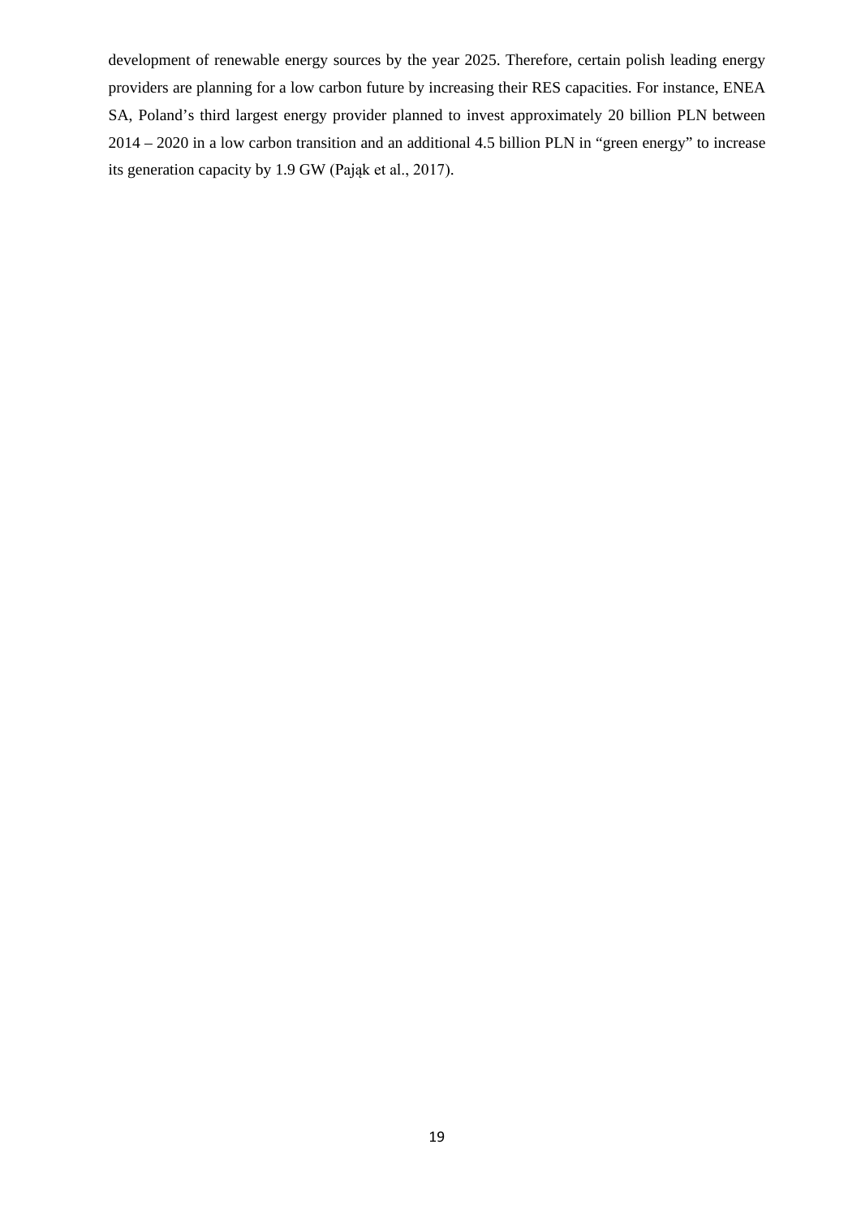development of renewable energy sources by the year 2025. Therefore, certain polish leading energy providers are planning for a low carbon future by increasing their RES capacities. For instance, ENEA SA, Poland’s third largest energy provider planned to invest approximately 20 billion PLN between 2014 – 2020 in a low carbon transition and an additional 4.5 billion PLN in “green energy” to increase its generation capacity by 1.9 GW (Pająk et al., 2017).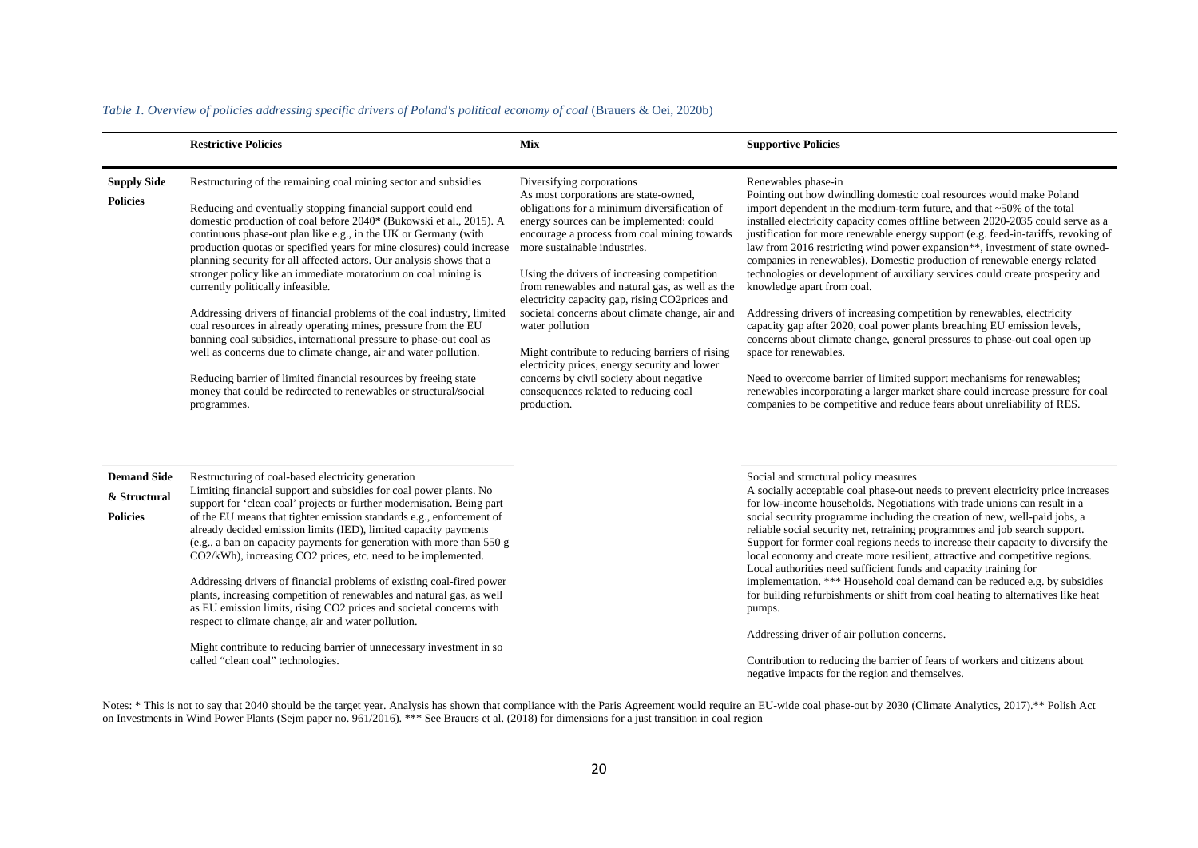*Table 1. Overview of policies addressing specific drivers of Poland's political economy of coal* (Brauers & Oei, 2020b)

| | **Restrictive Policies** | **Mix** | **Supportive Policies** |
|---|---|---|---|
| **Supply Side Policies** | Restructuring of the remaining coal mining sector and subsidies<br><br>Reducing and eventually stopping financial support could end domestic production of coal before 2040* (Bukowski et al., 2015). A continuous phase-out plan like e.g., in the UK or Germany (with production quotas or specified years for mine closures) could increase planning security for all affected actors. Our analysis shows that a stronger policy like an immediate moratorium on coal mining is currently politically infeasible.<br><br>Addressing drivers of financial problems of the coal industry, limited coal resources in already operating mines, pressure from the EU banning coal subsidies, international pressure to phase-out coal as well as concerns due to climate change, air and water pollution.<br><br>Reducing barrier of limited financial resources by freeing state money that could be redirected to renewables or structural/social programmes. | Diversifying corporations<br>As most corporations are state-owned, obligations for a minimum diversification of energy sources can be implemented: could encourage a process from coal mining towards more sustainable industries.<br><br>Using the drivers of increasing competition from renewables and natural gas, as well as the electricity capacity gap, rising CO2prices and societal concerns about climate change, air and water pollution<br><br>Might contribute to reducing barriers of rising electricity prices, energy security and lower concerns by civil society about negative consequences related to reducing coal production. | Renewables phase-in<br>Pointing out how dwindling domestic coal resources would make Poland import dependent in the medium-term future, and that ~50% of the total installed electricity capacity comes offline between 2020-2035 could serve as a justification for more renewable energy support (e.g. feed-in-tariffs, revoking of law from 2016 restricting wind power expansion**, investment of state owned-companies in renewables). Domestic production of renewable energy related technologies or development of auxiliary services could create prosperity and knowledge apart from coal.<br><br>Addressing drivers of increasing competition by renewables, electricity capacity gap after 2020, coal power plants breaching EU emission levels, concerns about climate change, general pressures to phase-out coal open up space for renewables.<br><br>Need to overcome barrier of limited support mechanisms for renewables; renewables incorporating a larger market share could increase pressure for coal companies to be competitive and reduce fears about unreliability of RES. |
| **Demand Side & Structural Policies** | Restructuring of coal-based electricity generation<br>Limiting financial support and subsidies for coal power plants. No support for 'clean coal' projects or further modernisation. Being part of the EU means that tighter emission standards e.g., enforcement of already decided emission limits (IED), limited capacity payments (e.g., a ban on capacity payments for generation with more than 550 g $CO_2$/kWh), increasing $CO_2$ prices, etc. need to be implemented.<br><br>Addressing drivers of financial problems of existing coal-fired power plants, increasing competition of renewables and natural gas, as well as EU emission limits, rising CO2 prices and societal concerns with respect to climate change, air and water pollution.<br><br>Might contribute to reducing barrier of unnecessary investment in so called "clean coal" technologies. | | Social and structural policy measures<br>A socially acceptable coal phase-out needs to prevent electricity price increases for low-income households. Negotiations with trade unions can result in a social security programme including the creation of new, well-paid jobs, a reliable social security net, retraining programmes and job search support. Support for former coal regions needs to increase their capacity to diversify the local economy and create more resilient, attractive and competitive regions. Local authorities need sufficient funds and capacity training for implementation. *** Household coal demand can be reduced e.g. by subsidies for building refurbishments or shift from coal heating to alternatives like heat pumps.<br><br>Addressing driver of air pollution concerns.<br><br>Contribution to reducing the barrier of fears of workers and citizens about negative impacts for the region and themselves. |

Notes: * This is not to say that 2040 should be the target year. Analysis has shown that compliance with the Paris Agreement would require an EU-wide coal phase-out by 2030 (Climate Analytics, 2017).** Polish Act on Investments in Wind Power Plants (Sejm paper no. 961/2016). *** See Brauers et al. (2018) for dimensions for a just transition in coal region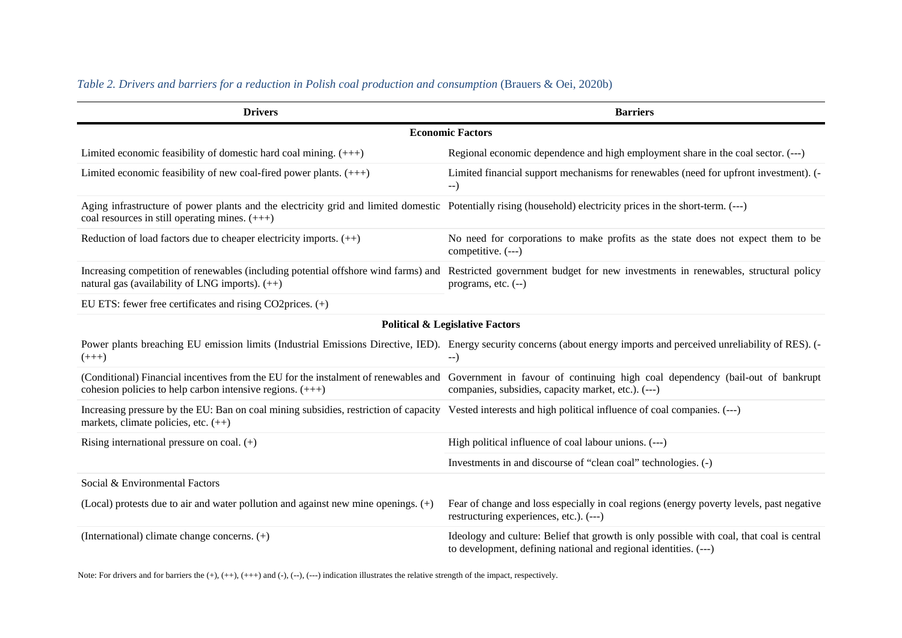*Table 2. Drivers and barriers for a reduction in Polish coal production and consumption* (Brauers & Oei, 2020b)

| Drivers | Barriers |
|---|---|
| **Economic Factors** | |
| Limited economic feasibility of domestic hard coal mining. (+++) | Regional economic dependence and high employment share in the coal sector. (---) |
| Limited economic feasibility of new coal-fired power plants. (+++) | Limited financial support mechanisms for renewables (need for upfront investment). (---) |
| Aging infrastructure of power plants and the electricity grid and limited domestic coal resources in still operating mines. (+++) | Potentially rising (household) electricity prices in the short-term. (---) |
| Reduction of load factors due to cheaper electricity imports. (++) | No need for corporations to make profits as the state does not expect them to be competitive. (---) |
| Increasing competition of renewables (including potential offshore wind farms) and natural gas (availability of LNG imports). (++) | Restricted government budget for new investments in renewables, structural policy programs, etc. (--) |
| EU ETS: fewer free certificates and rising CO2prices. (+) | |
| **Political & Legislative Factors** | |
| Power plants breaching EU emission limits (Industrial Emissions Directive, IED). (+++) | Energy security concerns (about energy imports and perceived unreliability of RES). (---) |
| (Conditional) Financial incentives from the EU for the instalment of renewables and cohesion policies to help carbon intensive regions. (+++) | Government in favour of continuing high coal dependency (bail-out of bankrupt companies, subsidies, capacity market, etc.). (---) |
| Increasing pressure by the EU: Ban on coal mining subsidies, restriction of capacity markets, climate policies, etc. (++) | Vested interests and high political influence of coal companies. (---) |
| Rising international pressure on coal. (+) | High political influence of coal labour unions. (---) |
| | Investments in and discourse of "clean coal" technologies. (-) |
| Social & Environmental Factors | |
| (Local) protests due to air and water pollution and against new mine openings. (+) | Fear of change and loss especially in coal regions (energy poverty levels, past negative restructuring experiences, etc.). (---) |
| (International) climate change concerns. (+) | Ideology and culture: Belief that growth is only possible with coal, that coal is central to development, defining national and regional identities. (---) |

Note: For drivers and for barriers the (+), (++), (+++) and (-), (--), (---) indication illustrates the relative strength of the impact, respectively.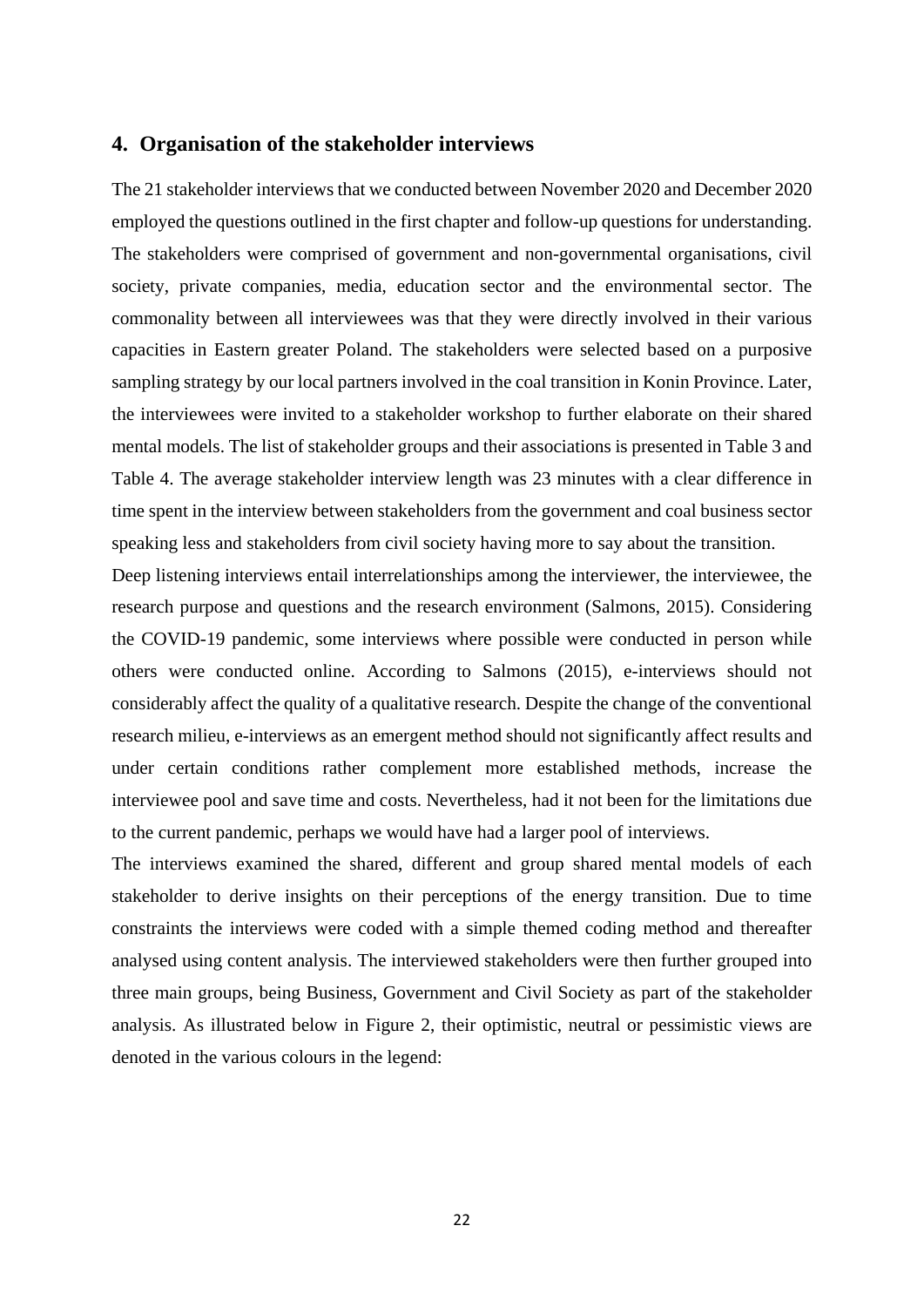## 4. Organisation of the stakeholder interviews

The 21 stakeholder interviews that we conducted between November 2020 and December 2020 employed the questions outlined in the first chapter and follow-up questions for understanding. The stakeholders were comprised of government and non-governmental organisations, civil society, private companies, media, education sector and the environmental sector. The commonality between all interviewees was that they were directly involved in their various capacities in Eastern greater Poland. The stakeholders were selected based on a purposive sampling strategy by our local partners involved in the coal transition in Konin Province. Later, the interviewees were invited to a stakeholder workshop to further elaborate on their shared mental models. The list of stakeholder groups and their associations is presented in Table 3 and Table 4. The average stakeholder interview length was 23 minutes with a clear difference in time spent in the interview between stakeholders from the government and coal business sector speaking less and stakeholders from civil society having more to say about the transition.

Deep listening interviews entail interrelationships among the interviewer, the interviewee, the research purpose and questions and the research environment (Salmons, 2015). Considering the COVID-19 pandemic, some interviews where possible were conducted in person while others were conducted online. According to Salmons (2015), e-interviews should not considerably affect the quality of a qualitative research. Despite the change of the conventional research milieu, e-interviews as an emergent method should not significantly affect results and under certain conditions rather complement more established methods, increase the interviewee pool and save time and costs. Nevertheless, had it not been for the limitations due to the current pandemic, perhaps we would have had a larger pool of interviews.

The interviews examined the shared, different and group shared mental models of each stakeholder to derive insights on their perceptions of the energy transition. Due to time constraints the interviews were coded with a simple themed coding method and thereafter analysed using content analysis. The interviewed stakeholders were then further grouped into three main groups, being Business, Government and Civil Society as part of the stakeholder analysis. As illustrated below in Figure 2, their optimistic, neutral or pessimistic views are denoted in the various colours in the legend: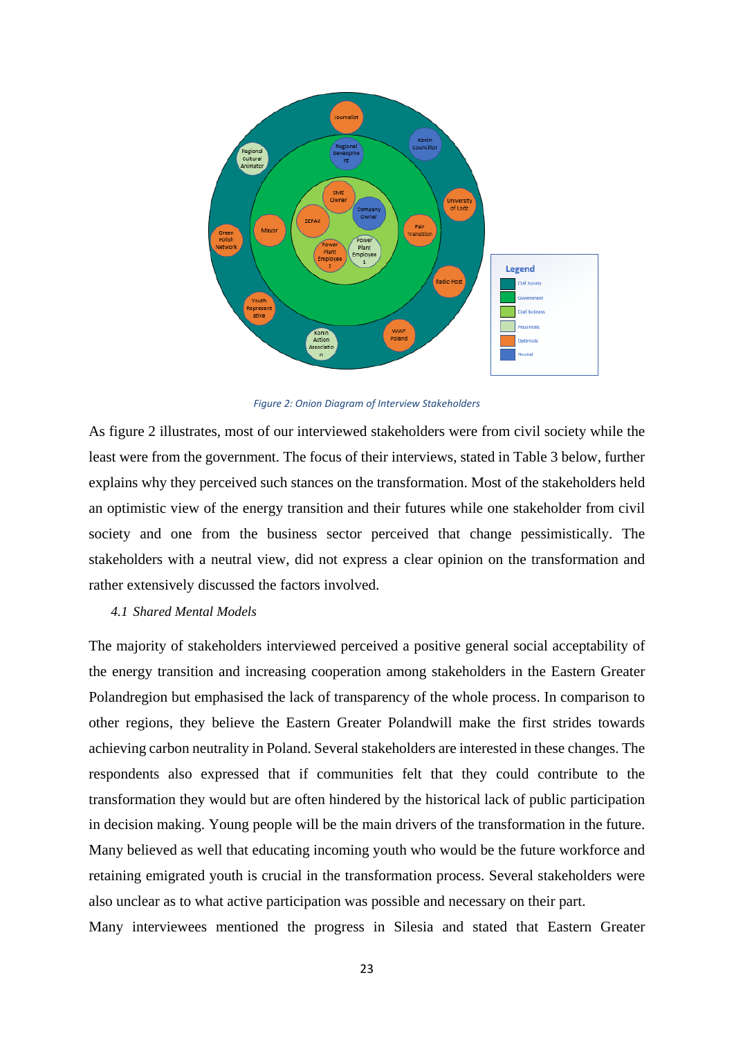Figure 2: Onion Diagram of Interview Stakeholders

As figure 2 illustrates, most of our interviewed stakeholders were from civil society while the least were from the government. The focus of their interviews, stated in Table 3 below, further explains why they perceived such stances on the transformation. Most of the stakeholders held an optimistic view of the energy transition and their futures while one stakeholder from civil society and one from the business sector perceived that change pessimistically. The stakeholders with a neutral view, did not express a clear opinion on the transformation and rather extensively discussed the factors involved.

### *4.1 Shared Mental Models*

The majority of stakeholders interviewed perceived a positive general social acceptability of the energy transition and increasing cooperation among stakeholders in the Eastern Greater Polandregion but emphasised the lack of transparency of the whole process. In comparison to other regions, they believe the Eastern Greater Polandwill make the first strides towards achieving carbon neutrality in Poland. Several stakeholders are interested in these changes. The respondents also expressed that if communities felt that they could contribute to the transformation they would but are often hindered by the historical lack of public participation in decision making. Young people will be the main drivers of the transformation in the future. Many believed as well that educating incoming youth who would be the future workforce and retaining emigrated youth is crucial in the transformation process. Several stakeholders were also unclear as to what active participation was possible and necessary on their part.

Many interviewees mentioned the progress in Silesia and stated that Eastern Greater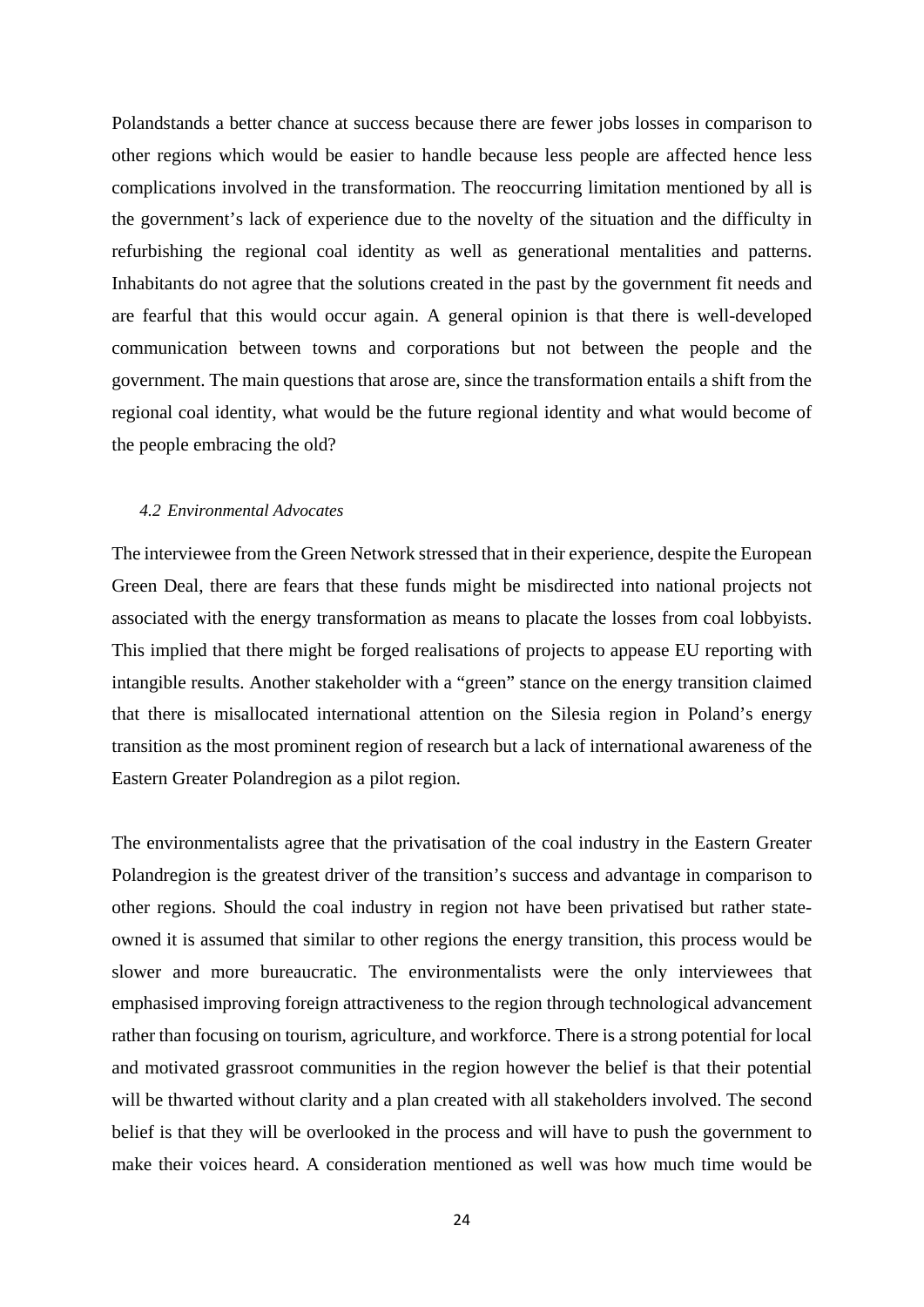Polandstands a better chance at success because there are fewer jobs losses in comparison to other regions which would be easier to handle because less people are affected hence less complications involved in the transformation. The reoccurring limitation mentioned by all is the government's lack of experience due to the novelty of the situation and the difficulty in refurbishing the regional coal identity as well as generational mentalities and patterns. Inhabitants do not agree that the solutions created in the past by the government fit needs and are fearful that this would occur again. A general opinion is that there is well-developed communication between towns and corporations but not between the people and the government. The main questions that arose are, since the transformation entails a shift from the regional coal identity, what would be the future regional identity and what would become of the people embracing the old?

### *4.2 Environmental Advocates*

The interviewee from the Green Network stressed that in their experience, despite the European Green Deal, there are fears that these funds might be misdirected into national projects not associated with the energy transformation as means to placate the losses from coal lobbyists. This implied that there might be forged realisations of projects to appease EU reporting with intangible results. Another stakeholder with a "green" stance on the energy transition claimed that there is misallocated international attention on the Silesia region in Poland's energy transition as the most prominent region of research but a lack of international awareness of the Eastern Greater Polandregion as a pilot region.

The environmentalists agree that the privatisation of the coal industry in the Eastern Greater Polandregion is the greatest driver of the transition's success and advantage in comparison to other regions. Should the coal industry in region not have been privatised but rather state-owned it is assumed that similar to other regions the energy transition, this process would be slower and more bureaucratic. The environmentalists were the only interviewees that emphasised improving foreign attractiveness to the region through technological advancement rather than focusing on tourism, agriculture, and workforce. There is a strong potential for local and motivated grassroot communities in the region however the belief is that their potential will be thwarted without clarity and a plan created with all stakeholders involved. The second belief is that they will be overlooked in the process and will have to push the government to make their voices heard. A consideration mentioned as well was how much time would be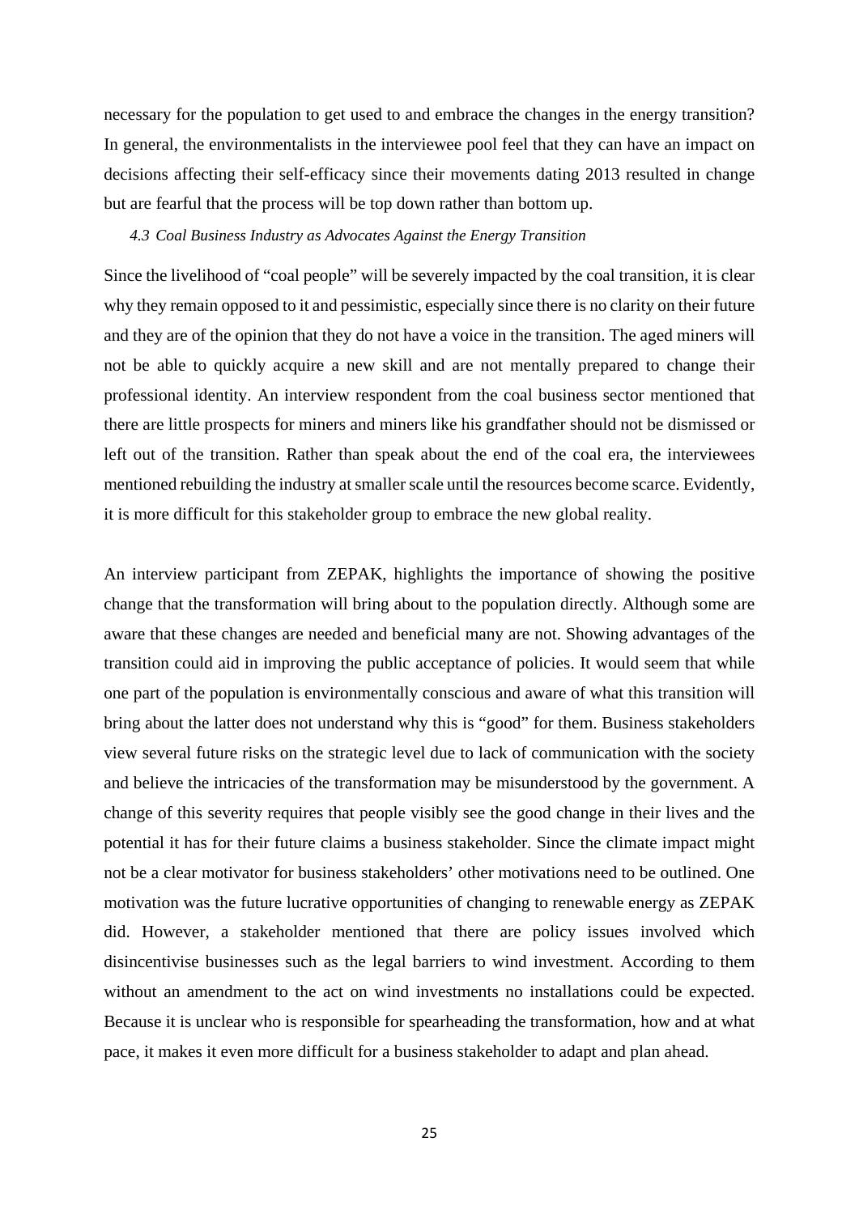necessary for the population to get used to and embrace the changes in the energy transition? In general, the environmentalists in the interviewee pool feel that they can have an impact on decisions affecting their self-efficacy since their movements dating 2013 resulted in change but are fearful that the process will be top down rather than bottom up.

### *4.3 Coal Business Industry as Advocates Against the Energy Transition*

Since the livelihood of "coal people" will be severely impacted by the coal transition, it is clear why they remain opposed to it and pessimistic, especially since there is no clarity on their future and they are of the opinion that they do not have a voice in the transition. The aged miners will not be able to quickly acquire a new skill and are not mentally prepared to change their professional identity. An interview respondent from the coal business sector mentioned that there are little prospects for miners and miners like his grandfather should not be dismissed or left out of the transition. Rather than speak about the end of the coal era, the interviewees mentioned rebuilding the industry at smaller scale until the resources become scarce. Evidently, it is more difficult for this stakeholder group to embrace the new global reality.

An interview participant from ZEPAK, highlights the importance of showing the positive change that the transformation will bring about to the population directly. Although some are aware that these changes are needed and beneficial many are not. Showing advantages of the transition could aid in improving the public acceptance of policies. It would seem that while one part of the population is environmentally conscious and aware of what this transition will bring about the latter does not understand why this is "good" for them. Business stakeholders view several future risks on the strategic level due to lack of communication with the society and believe the intricacies of the transformation may be misunderstood by the government. A change of this severity requires that people visibly see the good change in their lives and the potential it has for their future claims a business stakeholder. Since the climate impact might not be a clear motivator for business stakeholders' other motivations need to be outlined. One motivation was the future lucrative opportunities of changing to renewable energy as ZEPAK did. However, a stakeholder mentioned that there are policy issues involved which disincentivise businesses such as the legal barriers to wind investment. According to them without an amendment to the act on wind investments no installations could be expected. Because it is unclear who is responsible for spearheading the transformation, how and at what pace, it makes it even more difficult for a business stakeholder to adapt and plan ahead.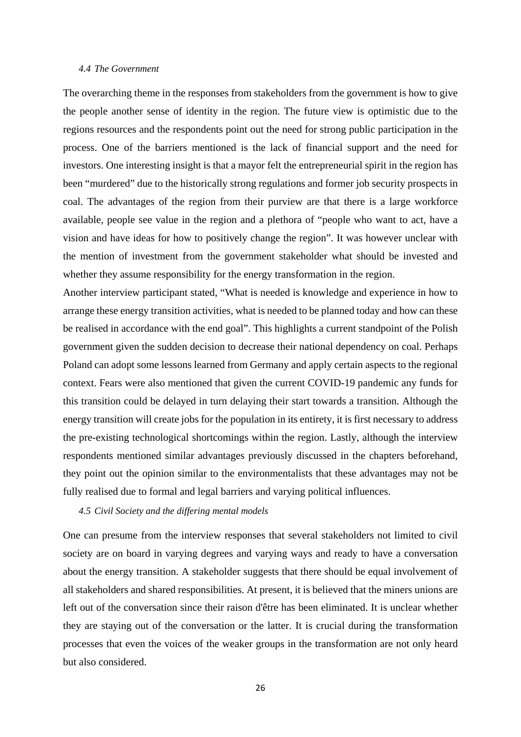### *4.4 The Government*

The overarching theme in the responses from stakeholders from the government is how to give the people another sense of identity in the region. The future view is optimistic due to the regions resources and the respondents point out the need for strong public participation in the process. One of the barriers mentioned is the lack of financial support and the need for investors. One interesting insight is that a mayor felt the entrepreneurial spirit in the region has been "murdered" due to the historically strong regulations and former job security prospects in coal. The advantages of the region from their purview are that there is a large workforce available, people see value in the region and a plethora of "people who want to act, have a vision and have ideas for how to positively change the region". It was however unclear with the mention of investment from the government stakeholder what should be invested and whether they assume responsibility for the energy transformation in the region.

Another interview participant stated, "What is needed is knowledge and experience in how to arrange these energy transition activities, what is needed to be planned today and how can these be realised in accordance with the end goal". This highlights a current standpoint of the Polish government given the sudden decision to decrease their national dependency on coal. Perhaps Poland can adopt some lessons learned from Germany and apply certain aspects to the regional context. Fears were also mentioned that given the current COVID-19 pandemic any funds for this transition could be delayed in turn delaying their start towards a transition. Although the energy transition will create jobs for the population in its entirety, it is first necessary to address the pre-existing technological shortcomings within the region. Lastly, although the interview respondents mentioned similar advantages previously discussed in the chapters beforehand, they point out the opinion similar to the environmentalists that these advantages may not be fully realised due to formal and legal barriers and varying political influences.

### *4.5 Civil Society and the differing mental models*

One can presume from the interview responses that several stakeholders not limited to civil society are on board in varying degrees and varying ways and ready to have a conversation about the energy transition. A stakeholder suggests that there should be equal involvement of all stakeholders and shared responsibilities. At present, it is believed that the miners unions are left out of the conversation since their raison d'être has been eliminated. It is unclear whether they are staying out of the conversation or the latter. It is crucial during the transformation processes that even the voices of the weaker groups in the transformation are not only heard but also considered.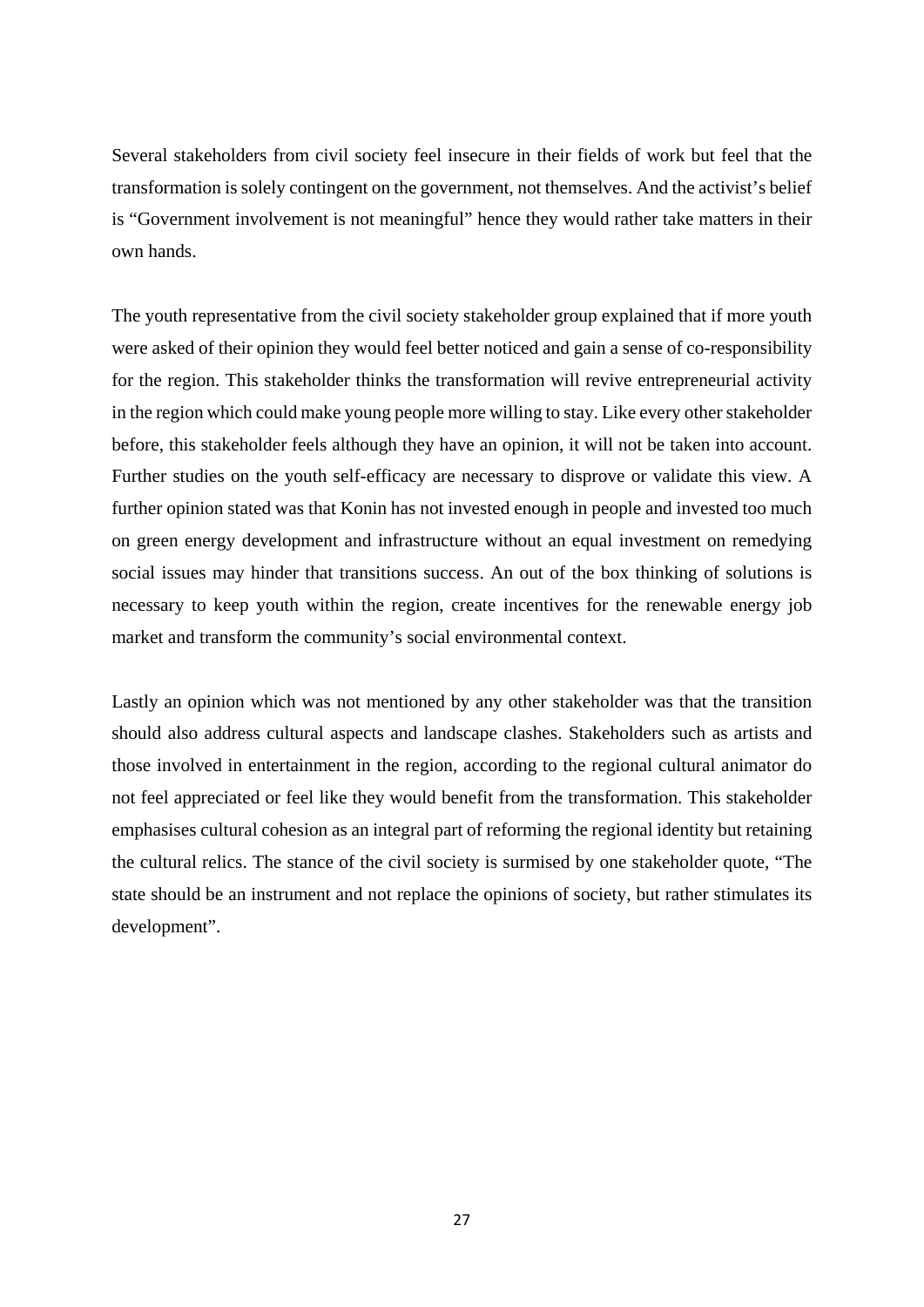Several stakeholders from civil society feel insecure in their fields of work but feel that the transformation is solely contingent on the government, not themselves. And the activist's belief is "Government involvement is not meaningful" hence they would rather take matters in their own hands.

The youth representative from the civil society stakeholder group explained that if more youth were asked of their opinion they would feel better noticed and gain a sense of co-responsibility for the region. This stakeholder thinks the transformation will revive entrepreneurial activity in the region which could make young people more willing to stay. Like every other stakeholder before, this stakeholder feels although they have an opinion, it will not be taken into account. Further studies on the youth self-efficacy are necessary to disprove or validate this view. A further opinion stated was that Konin has not invested enough in people and invested too much on green energy development and infrastructure without an equal investment on remedying social issues may hinder that transitions success. An out of the box thinking of solutions is necessary to keep youth within the region, create incentives for the renewable energy job market and transform the community's social environmental context.

Lastly an opinion which was not mentioned by any other stakeholder was that the transition should also address cultural aspects and landscape clashes. Stakeholders such as artists and those involved in entertainment in the region, according to the regional cultural animator do not feel appreciated or feel like they would benefit from the transformation. This stakeholder emphasises cultural cohesion as an integral part of reforming the regional identity but retaining the cultural relics. The stance of the civil society is surmised by one stakeholder quote, "The state should be an instrument and not replace the opinions of society, but rather stimulates its development".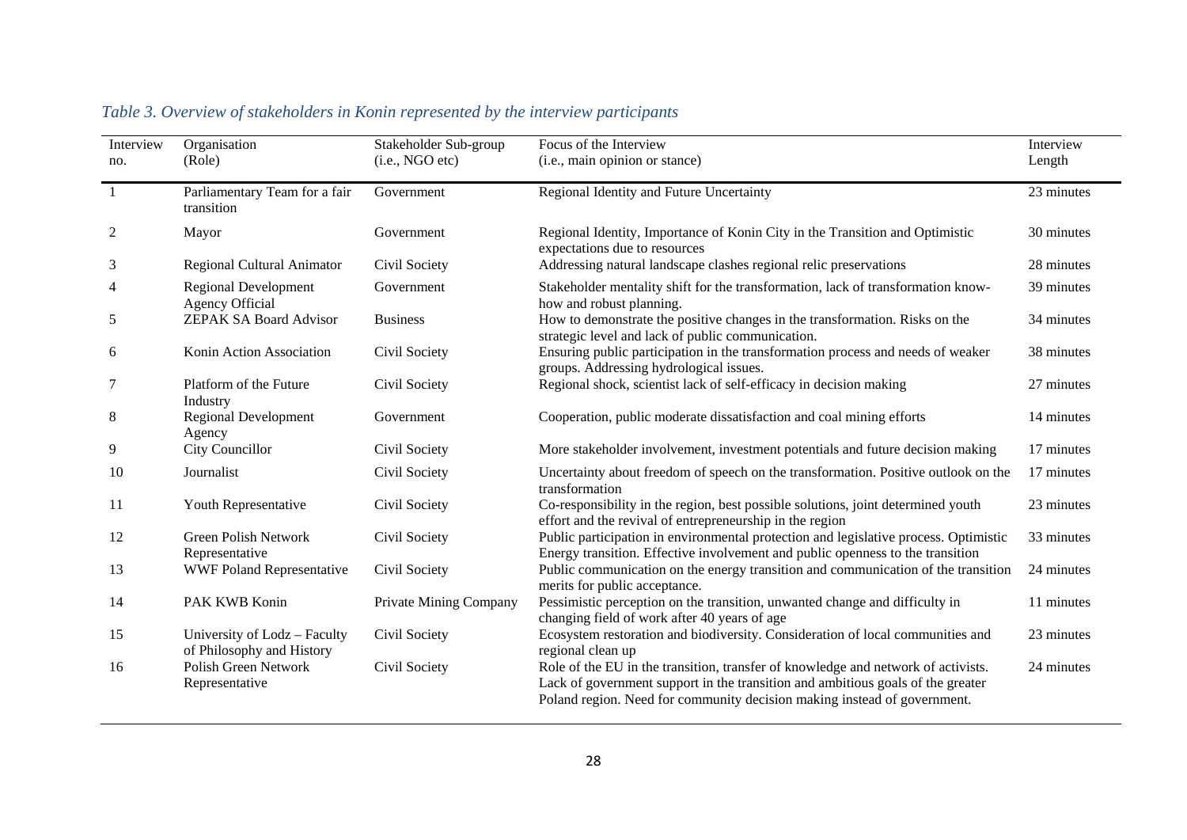*Table 3. Overview of stakeholders in Konin represented by the interview participants*

| Interview no. | Organisation (Role) | Stakeholder Sub-group (i.e., NGO etc) | Focus of the Interview (i.e., main opinion or stance) | Interview Length |
|---|---|---|---|---|
| 1 | Parliamentary Team for a fair transition | Government | Regional Identity and Future Uncertainty | 23 minutes |
| 2 | Mayor | Government | Regional Identity, Importance of Konin City in the Transition and Optimistic expectations due to resources | 30 minutes |
| 3 | Regional Cultural Animator | Civil Society | Addressing natural landscape clashes regional relic preservations | 28 minutes |
| 4 | Regional Development Agency Official | Government | Stakeholder mentality shift for the transformation, lack of transformation know-how and robust planning. | 39 minutes |
| 5 | ZEPAK SA Board Advisor | Business | How to demonstrate the positive changes in the transformation. Risks on the strategic level and lack of public communication. | 34 minutes |
| 6 | Konin Action Association | Civil Society | Ensuring public participation in the transformation process and needs of weaker groups. Addressing hydrological issues. | 38 minutes |
| 7 | Platform of the Future Industry | Civil Society | Regional shock, scientist lack of self-efficacy in decision making | 27 minutes |
| 8 | Regional Development Agency | Government | Cooperation, public moderate dissatisfaction and coal mining efforts | 14 minutes |
| 9 | City Councillor | Civil Society | More stakeholder involvement, investment potentials and future decision making | 17 minutes |
| 10 | Journalist | Civil Society | Uncertainty about freedom of speech on the transformation. Positive outlook on the transformation | 17 minutes |
| 11 | Youth Representative | Civil Society | Co-responsibility in the region, best possible solutions, joint determined youth effort and the revival of entrepreneurship in the region | 23 minutes |
| 12 | Green Polish Network Representative | Civil Society | Public participation in environmental protection and legislative process. Optimistic Energy transition. Effective involvement and public openness to the transition | 33 minutes |
| 13 | WWF Poland Representative | Civil Society | Public communication on the energy transition and communication of the transition merits for public acceptance. | 24 minutes |
| 14 | PAK KWB Konin | Private Mining Company | Pessimistic perception on the transition, unwanted change and difficulty in changing field of work after 40 years of age | 11 minutes |
| 15 | University of Lodz – Faculty of Philosophy and History | Civil Society | Ecosystem restoration and biodiversity. Consideration of local communities and regional clean up | 23 minutes |
| 16 | Polish Green Network Representative | Civil Society | Role of the EU in the transition, transfer of knowledge and network of activists. Lack of government support in the transition and ambitious goals of the greater Poland region. Need for community decision making instead of government. | 24 minutes |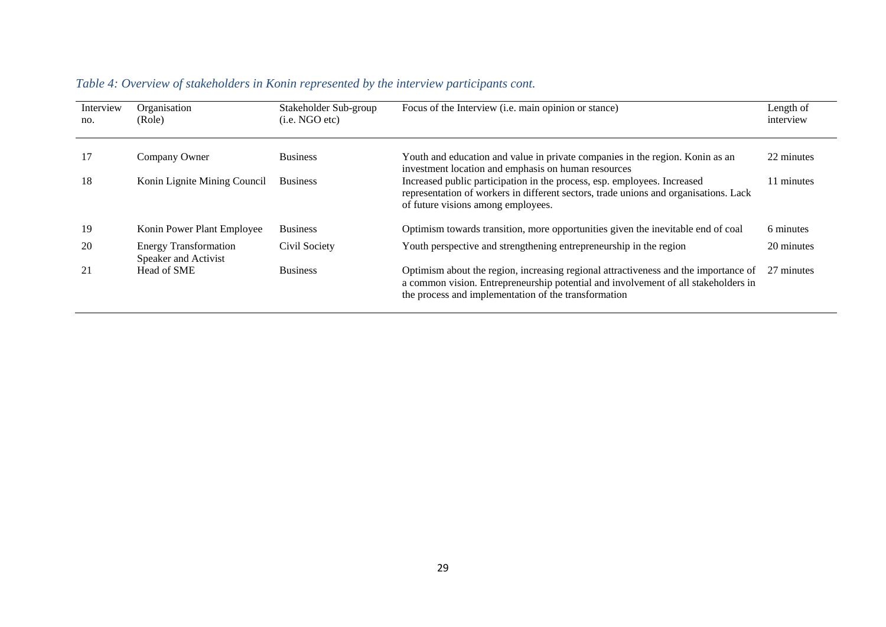*Table 4: Overview of stakeholders in Konin represented by the interview participants cont.*

| Interview no. | Organisation (Role) | Stakeholder Sub-group (i.e. NGO etc) | Focus of the Interview (i.e. main opinion or stance) | Length of interview |
|---|---|---|---|---|
| 17 | Company Owner | Business | Youth and education and value in private companies in the region. Konin as an investment location and emphasis on human resources | 22 minutes |
| 18 | Konin Lignite Mining Council | Business | Increased public participation in the process, esp. employees. Increased representation of workers in different sectors, trade unions and organisations. Lack of future visions among employees. | 11 minutes |
| 19 | Konin Power Plant Employee | Business | Optimism towards transition, more opportunities given the inevitable end of coal | 6 minutes |
| 20 | Energy Transformation Speaker and Activist | Civil Society | Youth perspective and strengthening entrepreneurship in the region | 20 minutes |
| 21 | Head of SME | Business | Optimism about the region, increasing regional attractiveness and the importance of a common vision. Entrepreneurship potential and involvement of all stakeholders in the process and implementation of the transformation | 27 minutes |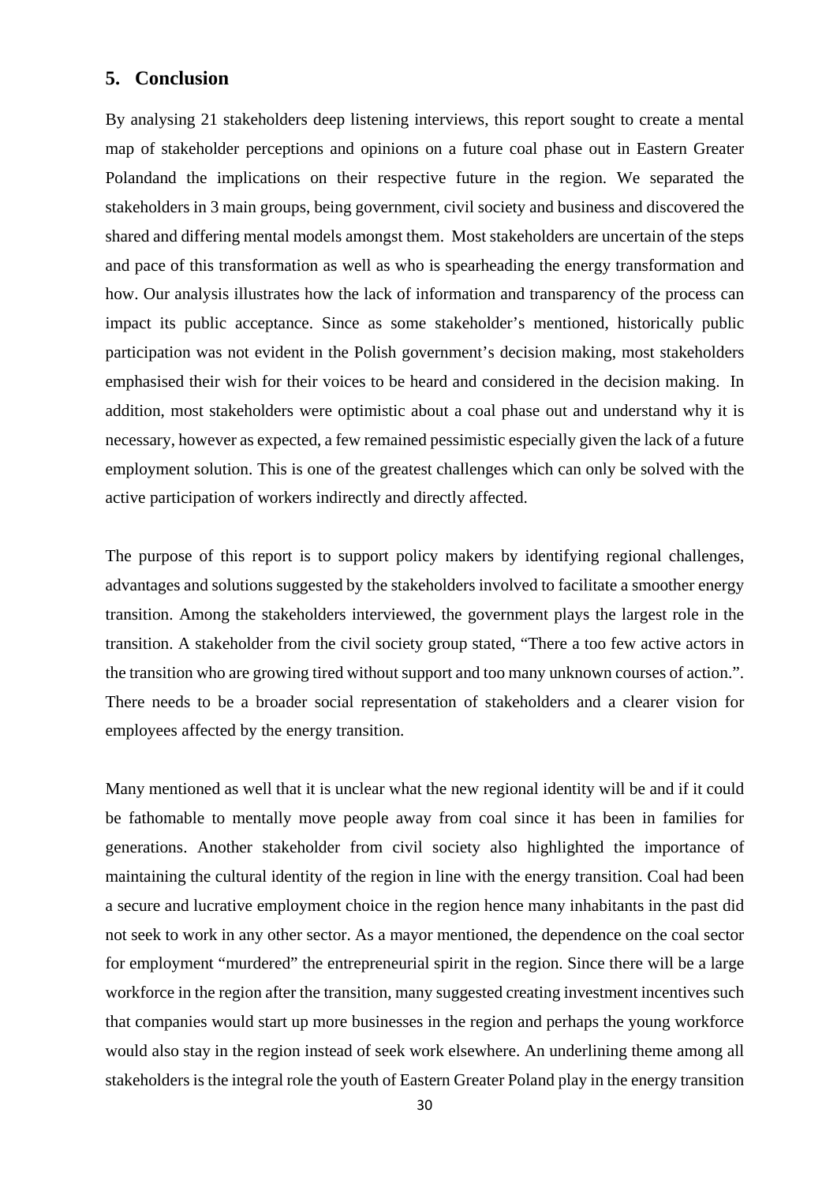## 5. Conclusion

By analysing 21 stakeholders deep listening interviews, this report sought to create a mental map of stakeholder perceptions and opinions on a future coal phase out in Eastern Greater Polandand the implications on their respective future in the region. We separated the stakeholders in 3 main groups, being government, civil society and business and discovered the shared and differing mental models amongst them. Most stakeholders are uncertain of the steps and pace of this transformation as well as who is spearheading the energy transformation and how. Our analysis illustrates how the lack of information and transparency of the process can impact its public acceptance. Since as some stakeholder's mentioned, historically public participation was not evident in the Polish government's decision making, most stakeholders emphasised their wish for their voices to be heard and considered in the decision making. In addition, most stakeholders were optimistic about a coal phase out and understand why it is necessary, however as expected, a few remained pessimistic especially given the lack of a future employment solution. This is one of the greatest challenges which can only be solved with the active participation of workers indirectly and directly affected.

The purpose of this report is to support policy makers by identifying regional challenges, advantages and solutions suggested by the stakeholders involved to facilitate a smoother energy transition. Among the stakeholders interviewed, the government plays the largest role in the transition. A stakeholder from the civil society group stated, "There a too few active actors in the transition who are growing tired without support and too many unknown courses of action.". There needs to be a broader social representation of stakeholders and a clearer vision for employees affected by the energy transition.

Many mentioned as well that it is unclear what the new regional identity will be and if it could be fathomable to mentally move people away from coal since it has been in families for generations. Another stakeholder from civil society also highlighted the importance of maintaining the cultural identity of the region in line with the energy transition. Coal had been a secure and lucrative employment choice in the region hence many inhabitants in the past did not seek to work in any other sector. As a mayor mentioned, the dependence on the coal sector for employment "murdered" the entrepreneurial spirit in the region. Since there will be a large workforce in the region after the transition, many suggested creating investment incentives such that companies would start up more businesses in the region and perhaps the young workforce would also stay in the region instead of seek work elsewhere. An underlining theme among all stakeholders is the integral role the youth of Eastern Greater Poland play in the energy transition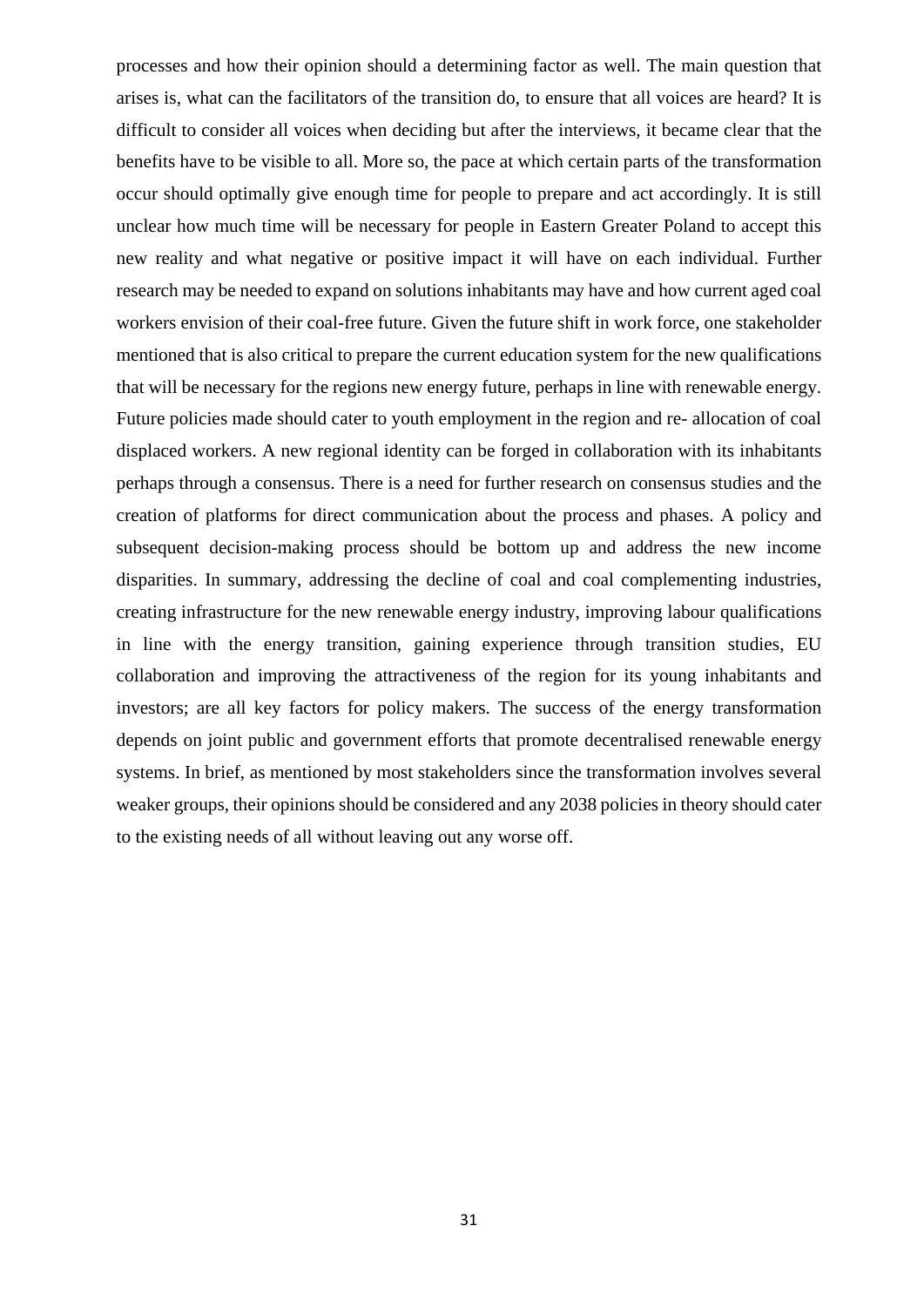processes and how their opinion should a determining factor as well. The main question that arises is, what can the facilitators of the transition do, to ensure that all voices are heard? It is difficult to consider all voices when deciding but after the interviews, it became clear that the benefits have to be visible to all. More so, the pace at which certain parts of the transformation occur should optimally give enough time for people to prepare and act accordingly. It is still unclear how much time will be necessary for people in Eastern Greater Poland to accept this new reality and what negative or positive impact it will have on each individual. Further research may be needed to expand on solutions inhabitants may have and how current aged coal workers envision of their coal-free future. Given the future shift in work force, one stakeholder mentioned that is also critical to prepare the current education system for the new qualifications that will be necessary for the regions new energy future, perhaps in line with renewable energy. Future policies made should cater to youth employment in the region and re- allocation of coal displaced workers. A new regional identity can be forged in collaboration with its inhabitants perhaps through a consensus. There is a need for further research on consensus studies and the creation of platforms for direct communication about the process and phases. A policy and subsequent decision-making process should be bottom up and address the new income disparities. In summary, addressing the decline of coal and coal complementing industries, creating infrastructure for the new renewable energy industry, improving labour qualifications in line with the energy transition, gaining experience through transition studies, EU collaboration and improving the attractiveness of the region for its young inhabitants and investors; are all key factors for policy makers. The success of the energy transformation depends on joint public and government efforts that promote decentralised renewable energy systems. In brief, as mentioned by most stakeholders since the transformation involves several weaker groups, their opinions should be considered and any 2038 policies in theory should cater to the existing needs of all without leaving out any worse off.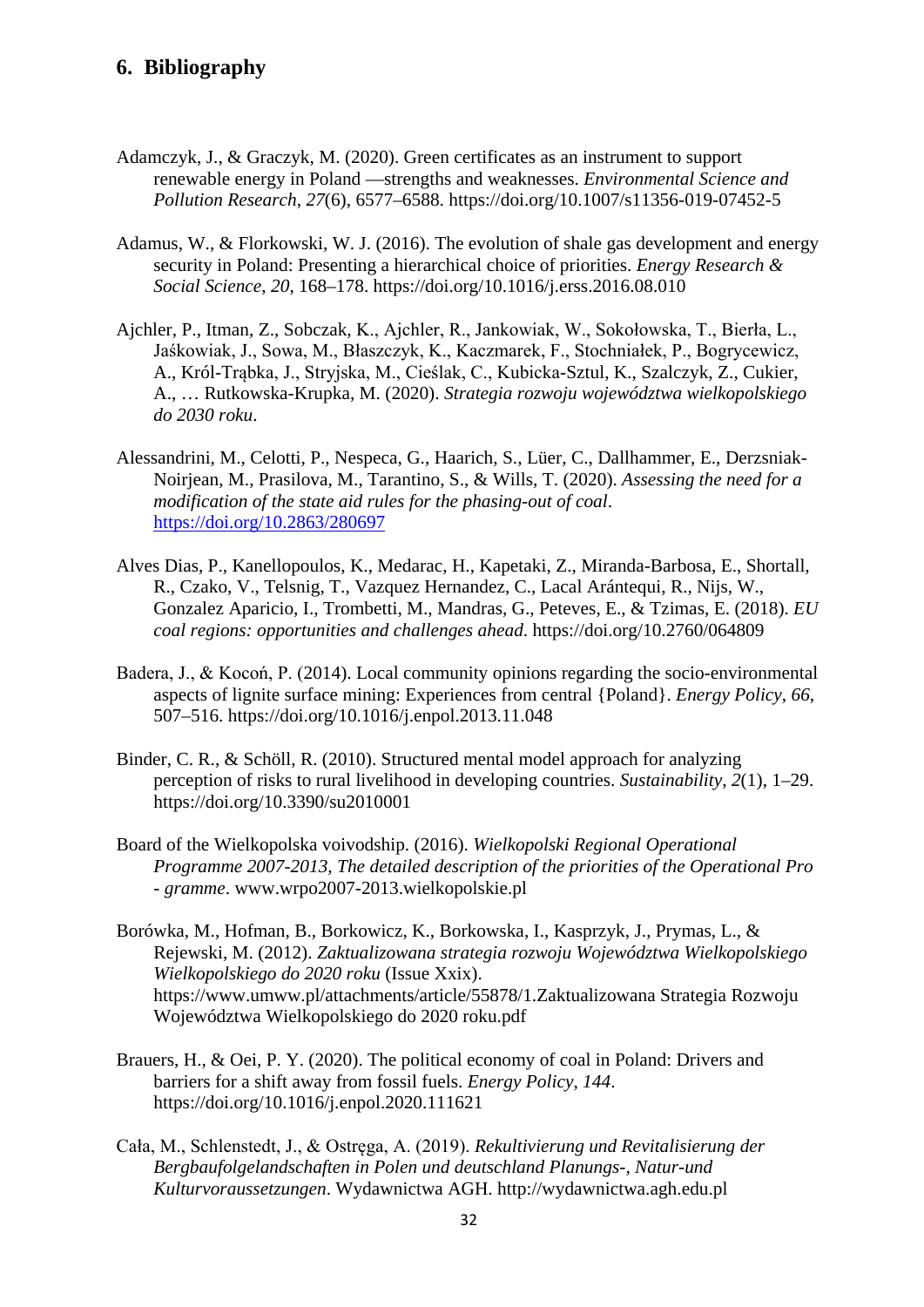## 6. Bibliography

Adamczyk, J., & Graczyk, M. (2020). Green certificates as an instrument to support renewable energy in Poland —strengths and weaknesses. *Environmental Science and Pollution Research*, *27*(6), 6577–6588. https://doi.org/10.1007/s11356-019-07452-5

Adamus, W., & Florkowski, W. J. (2016). The evolution of shale gas development and energy security in Poland: Presenting a hierarchical choice of priorities. *Energy Research & Social Science*, *20*, 168–178. https://doi.org/10.1016/j.erss.2016.08.010

Ajchler, P., Itman, Z., Sobczak, K., Ajchler, R., Jankowiak, W., Sokołowska, T., Bierła, L., Jaśkowiak, J., Sowa, M., Błaszczyk, K., Kaczmarek, F., Stochniałek, P., Bogrycewicz, A., Król-Trąbka, J., Stryjska, M., Cieślak, C., Kubicka-Sztul, K., Szalczyk, Z., Cukier, A., … Rutkowska-Krupka, M. (2020). *Strategia rozwoju województwa wielkopolskiego do 2030 roku*.

Alessandrini, M., Celotti, P., Nespeca, G., Haarich, S., Lüer, C., Dallhammer, E., Derzsniak-Noirjean, M., Prasilova, M., Tarantino, S., & Wills, T. (2020). *Assessing the need for a modification of the state aid rules for the phasing-out of coal*. https://doi.org/10.2863/280697

Alves Dias, P., Kanellopoulos, K., Medarac, H., Kapetaki, Z., Miranda-Barbosa, E., Shortall, R., Czako, V., Telsnig, T., Vazquez Hernandez, C., Lacal Arántequi, R., Nijs, W., Gonzalez Aparicio, I., Trombetti, M., Mandras, G., Peteves, E., & Tzimas, E. (2018). *EU coal regions: opportunities and challenges ahead*. https://doi.org/10.2760/064809

Badera, J., & Kocoń, P. (2014). Local community opinions regarding the socio-environmental aspects of lignite surface mining: Experiences from central {Poland}. *Energy Policy*, *66*, 507–516. https://doi.org/10.1016/j.enpol.2013.11.048

Binder, C. R., & Schöll, R. (2010). Structured mental model approach for analyzing perception of risks to rural livelihood in developing countries. *Sustainability*, *2*(1), 1–29. https://doi.org/10.3390/su2010001

Board of the Wielkopolska voivodship. (2016). *Wielkopolski Regional Operational Programme 2007-2013, The detailed description of the priorities of the Operational Pro - gramme*. www.wrpo2007-2013.wielkopolskie.pl

Borówka, M., Hofman, B., Borkowicz, K., Borkowska, I., Kasprzyk, J., Prymas, L., & Rejewski, M. (2012). *Zaktualizowana strategia rozwoju Województwa Wielkopolskiego Wielkopolskiego do 2020 roku* (Issue Xxix). https://www.umww.pl/attachments/article/55878/1.Zaktualizowana Strategia Rozwoju Województwa Wielkopolskiego do 2020 roku.pdf

Brauers, H., & Oei, P. Y. (2020). The political economy of coal in Poland: Drivers and barriers for a shift away from fossil fuels. *Energy Policy*, *144*. https://doi.org/10.1016/j.enpol.2020.111621

Cała, M., Schlenstedt, J., & Ostręga, A. (2019). *Rekultivierung und Revitalisierung der Bergbaufolgelandschaften in Polen und deutschland Planungs-, Natur-und Kulturvoraussetzungen*. Wydawnictwa AGH. http://wydawnictwa.agh.edu.pl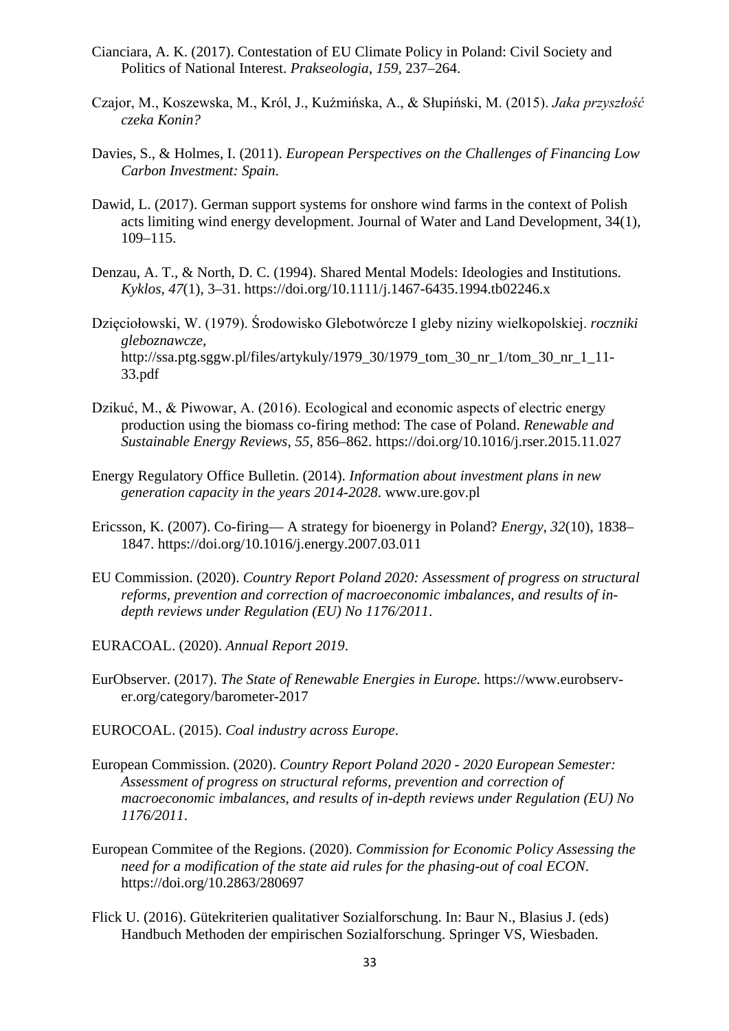Cianciara, A. K. (2017). Contestation of EU Climate Policy in Poland: Civil Society and Politics of National Interest. *Prakseologia*, *159*, 237–264.

Czajor, M., Koszewska, M., Król, J., Kuźmińska, A., & Słupiński, M. (2015). *Jaka przyszłość czeka Konin?*

Davies, S., & Holmes, I. (2011). *European Perspectives on the Challenges of Financing Low Carbon Investment: Spain*.

Dawid, L. (2017). German support systems for onshore wind farms in the context of Polish acts limiting wind energy development. Journal of Water and Land Development, 34(1), 109–115.

Denzau, A. T., & North, D. C. (1994). Shared Mental Models: Ideologies and Institutions. *Kyklos*, *47*(1), 3–31. https://doi.org/10.1111/j.1467-6435.1994.tb02246.x

Dzięciołowski, W. (1979). Środowisko Glebotwórcze I gleby niziny wielkopolskiej. *roczniki gleboznawcze*, http://ssa.ptg.sggw.pl/files/artykuly/1979_30/1979_tom_30_nr_1/tom_30_nr_1_11-33.pdf

Dzikuć, M., & Piwowar, A. (2016). Ecological and economic aspects of electric energy production using the biomass co-firing method: The case of Poland. *Renewable and Sustainable Energy Reviews*, *55*, 856–862. https://doi.org/10.1016/j.rser.2015.11.027

Energy Regulatory Office Bulletin. (2014). *Information about investment plans in new generation capacity in the years 2014-2028*. www.ure.gov.pl

Ericsson, K. (2007). Co-firing— A strategy for bioenergy in Poland? *Energy*, *32*(10), 1838–1847. https://doi.org/10.1016/j.energy.2007.03.011

EU Commission. (2020). *Country Report Poland 2020: Assessment of progress on structural reforms, prevention and correction of macroeconomic imbalances, and results of in-depth reviews under Regulation (EU) No 1176/2011*.

EURACOAL. (2020). *Annual Report 2019*.

EurObserver. (2017). *The State of Renewable Energies in Europe*. https://www.eurobserv-er.org/category/barometer-2017

EUROCOAL. (2015). *Coal industry across Europe*.

European Commission. (2020). *Country Report Poland 2020 - 2020 European Semester: Assessment of progress on structural reforms, prevention and correction of macroeconomic imbalances, and results of in-depth reviews under Regulation (EU) No 1176/2011*.

European Commitee of the Regions. (2020). *Commission for Economic Policy Assessing the need for a modification of the state aid rules for the phasing-out of coal ECON*. https://doi.org/10.2863/280697

Flick U. (2016). Gütekriterien qualitativer Sozialforschung. In: Baur N., Blasius J. (eds) Handbuch Methoden der empirischen Sozialforschung. Springer VS, Wiesbaden.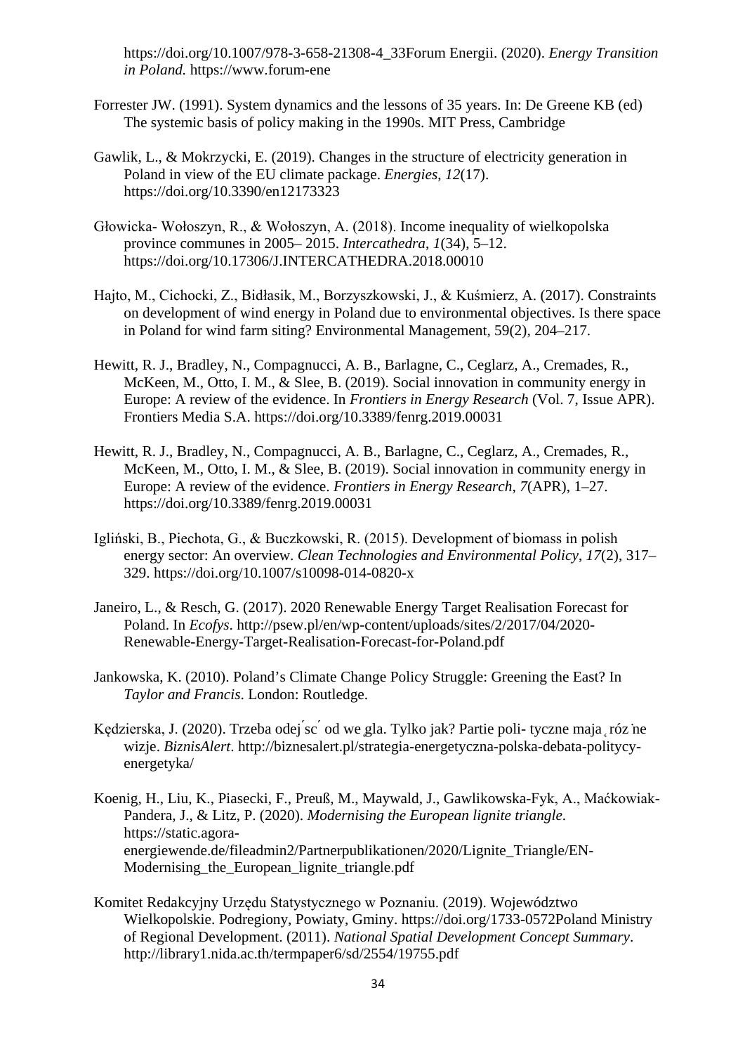https://doi.org/10.1007/978-3-658-21308-4_33Forum Energii. (2020). *Energy Transition in Poland.* https://www.forum-ene

Forrester JW. (1991). System dynamics and the lessons of 35 years. In: De Greene KB (ed) The systemic basis of policy making in the 1990s. MIT Press, Cambridge

Gawlik, L., & Mokrzycki, E. (2019). Changes in the structure of electricity generation in Poland in view of the EU climate package. *Energies*, *12*(17). https://doi.org/10.3390/en12173323

Głowicka- Wołoszyn, R., & Wołoszyn, A. (2018). Income inequality of wielkopolska province communes in 2005– 2015. *Intercathedra*, *1*(34), 5–12. https://doi.org/10.17306/J.INTERCATHEDRA.2018.00010

Hajto, M., Cichocki, Z., Bidłasik, M., Borzyszkowski, J., & Kuśmierz, A. (2017). Constraints on development of wind energy in Poland due to environmental objectives. Is there space in Poland for wind farm siting? Environmental Management, 59(2), 204–217.

Hewitt, R. J., Bradley, N., Compagnucci, A. B., Barlagne, C., Ceglarz, A., Cremades, R., McKeen, M., Otto, I. M., & Slee, B. (2019). Social innovation in community energy in Europe: A review of the evidence. In *Frontiers in Energy Research* (Vol. 7, Issue APR). Frontiers Media S.A. https://doi.org/10.3389/fenrg.2019.00031

Hewitt, R. J., Bradley, N., Compagnucci, A. B., Barlagne, C., Ceglarz, A., Cremades, R., McKeen, M., Otto, I. M., & Slee, B. (2019). Social innovation in community energy in Europe: A review of the evidence. *Frontiers in Energy Research*, *7*(APR), 1–27. https://doi.org/10.3389/fenrg.2019.00031

Igliński, B., Piechota, G., & Buczkowski, R. (2015). Development of biomass in polish energy sector: An overview. *Clean Technologies and Environmental Policy*, *17*(2), 317–329. https://doi.org/10.1007/s10098-014-0820-x

Janeiro, L., & Resch, G. (2017). 2020 Renewable Energy Target Realisation Forecast for Poland. In *Ecofys*. http://psew.pl/en/wp-content/uploads/sites/2/2017/04/2020-Renewable-Energy-Target-Realisation-Forecast-for-Poland.pdf

Jankowska, K. (2010). Poland's Climate Change Policy Struggle: Greening the East? In *Taylor and Francis*. London: Routledge.

Kędzierska, J. (2020). Trzeba odej ́sc ́ od we ̨gla. Tylko jak? Partie poli- tyczne maja ̨ róz ̇ne wizje. *BiznisAlert*. http://biznesalert.pl/strategia-energetyczna-polska-debata-politycy-energetyka/

Koenig, H., Liu, K., Piasecki, F., Preuß, M., Maywald, J., Gawlikowska-Fyk, A., Maćkowiak-Pandera, J., & Litz, P. (2020). *Modernising the European lignite triangle*. https://static.agora-energiewende.de/fileadmin2/Partnerpublikationen/2020/Lignite_Triangle/EN-Modernising_the_European_lignite_triangle.pdf

Komitet Redakcyjny Urzędu Statystycznego w Poznaniu. (2019). Województwo Wielkopolskie. Podregiony, Powiaty, Gminy. https://doi.org/1733-0572Poland Ministry of Regional Development. (2011). *National Spatial Development Concept Summary*. http://library1.nida.ac.th/termpaper6/sd/2554/19755.pdf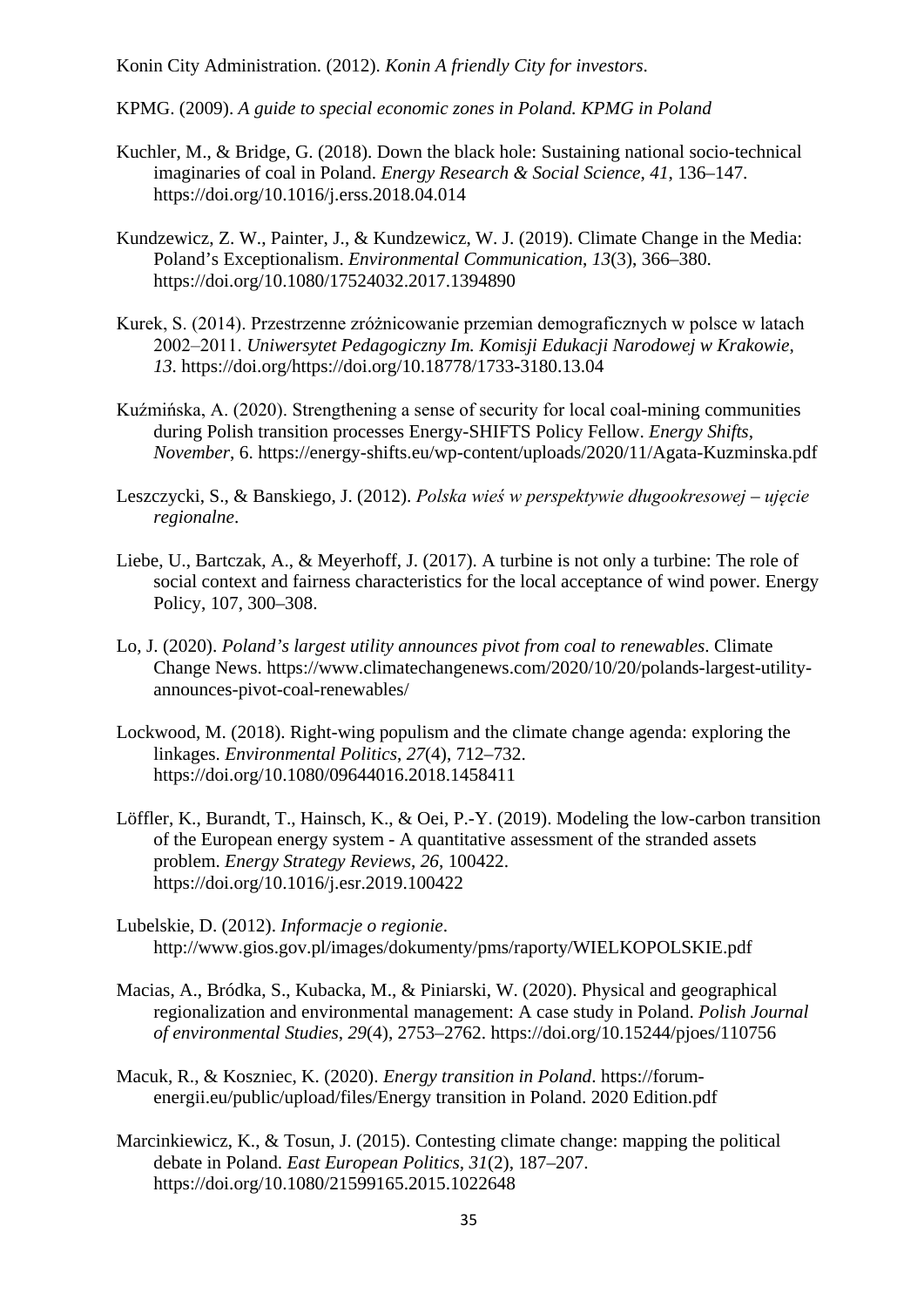Konin City Administration. (2012). *Konin A friendly City for investors*.

KPMG. (2009). *A guide to special economic zones in Poland. KPMG in Poland*

Kuchler, M., & Bridge, G. (2018). Down the black hole: Sustaining national socio-technical imaginaries of coal in Poland. *Energy Research & Social Science*, *41*, 136–147. https://doi.org/10.1016/j.erss.2018.04.014

Kundzewicz, Z. W., Painter, J., & Kundzewicz, W. J. (2019). Climate Change in the Media: Poland's Exceptionalism. *Environmental Communication*, *13*(3), 366–380. https://doi.org/10.1080/17524032.2017.1394890

Kurek, S. (2014). Przestrzenne zróżnicowanie przemian demograficznych w polsce w latach 2002–2011. *Uniwersytet Pedagogiczny Im. Komisji Edukacji Narodowej w Krakowie*, *13*. https://doi.org/https://doi.org/10.18778/1733-3180.13.04

Kuźmińska, A. (2020). Strengthening a sense of security for local coal-mining communities during Polish transition processes Energy-SHIFTS Policy Fellow. *Energy Shifts*, *November*, 6. https://energy-shifts.eu/wp-content/uploads/2020/11/Agata-Kuzminska.pdf

Leszczycki, S., & Banskiego, J. (2012). *Polska wieś w perspektywie długookresowej – ujęcie regionalne*.

Liebe, U., Bartczak, A., & Meyerhoff, J. (2017). A turbine is not only a turbine: The role of social context and fairness characteristics for the local acceptance of wind power. Energy Policy, 107, 300–308.

Lo, J. (2020). *Poland's largest utility announces pivot from coal to renewables*. Climate Change News. https://www.climatechangenews.com/2020/10/20/polands-largest-utility-announces-pivot-coal-renewables/

Lockwood, M. (2018). Right-wing populism and the climate change agenda: exploring the linkages. *Environmental Politics*, *27*(4), 712–732. https://doi.org/10.1080/09644016.2018.1458411

Löffler, K., Burandt, T., Hainsch, K., & Oei, P.-Y. (2019). Modeling the low-carbon transition of the European energy system - A quantitative assessment of the stranded assets problem. *Energy Strategy Reviews*, *26*, 100422. https://doi.org/10.1016/j.esr.2019.100422

Lubelskie, D. (2012). *Informacje o regionie*. http://www.gios.gov.pl/images/dokumenty/pms/raporty/WIELKOPOLSKIE.pdf

Macias, A., Bródka, S., Kubacka, M., & Piniarski, W. (2020). Physical and geographical regionalization and environmental management: A case study in Poland. *Polish Journal of environmental Studies*, *29*(4), 2753–2762. https://doi.org/10.15244/pjoes/110756

Macuk, R., & Koszniec, K. (2020). *Energy transition in Poland*. https://forum-energii.eu/public/upload/files/Energy transition in Poland. 2020 Edition.pdf

Marcinkiewicz, K., & Tosun, J. (2015). Contesting climate change: mapping the political debate in Poland. *East European Politics*, *31*(2), 187–207. https://doi.org/10.1080/21599165.2015.1022648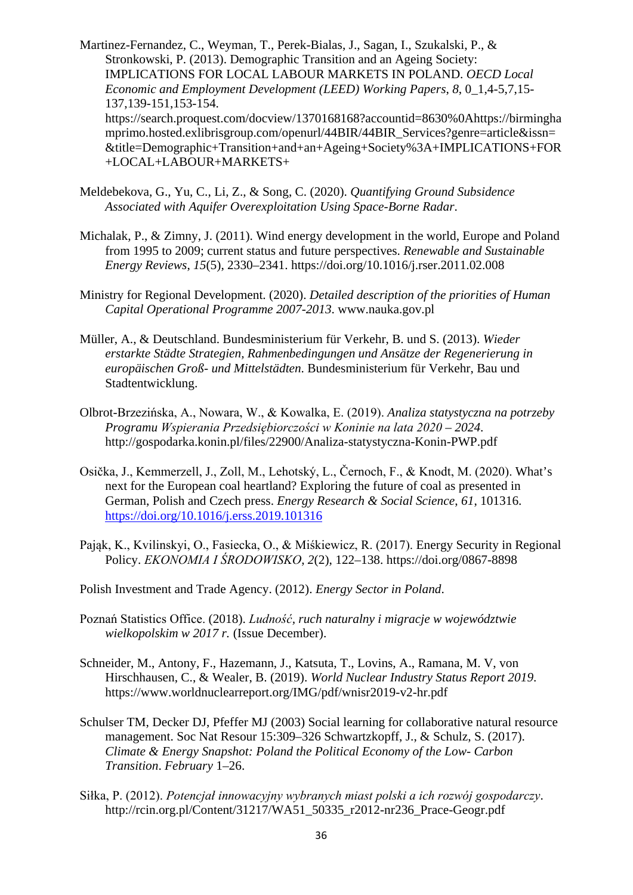Martinez-Fernandez, C., Weyman, T., Perek-Bialas, J., Sagan, I., Szukalski, P., & Stronkowski, P. (2013). Demographic Transition and an Ageing Society: IMPLICATIONS FOR LOCAL LABOUR MARKETS IN POLAND. *OECD Local Economic and Employment Development (LEED) Working Papers*, *8*, 0_1,4-5,7,15-137,139-151,153-154. https://search.proquest.com/docview/1370168168?accountid=8630%0Ahttps://birminghamprimo.hosted.exlibrisgroup.com/openurl/44BIR/44BIR_Services?genre=article&issn=&title=Demographic+Transition+and+an+Ageing+Society%3A+IMPLICATIONS+FOR+LOCAL+LABOUR+MARKETS+

Meldebekova, G., Yu, C., Li, Z., & Song, C. (2020). *Quantifying Ground Subsidence Associated with Aquifer Overexploitation Using Space-Borne Radar*.

Michalak, P., & Zimny, J. (2011). Wind energy development in the world, Europe and Poland from 1995 to 2009; current status and future perspectives. *Renewable and Sustainable Energy Reviews*, *15*(5), 2330–2341. https://doi.org/10.1016/j.rser.2011.02.008

Ministry for Regional Development. (2020). *Detailed description of the priorities of Human Capital Operational Programme 2007-2013*. www.nauka.gov.pl

Müller, A., & Deutschland. Bundesministerium für Verkehr, B. und S. (2013). *Wieder erstarkte Städte Strategien, Rahmenbedingungen und Ansätze der Regenerierung in europäischen Groß- und Mittelstädten*. Bundesministerium für Verkehr, Bau und Stadtentwicklung.

Olbrot-Brzezińska, A., Nowara, W., & Kowalka, E. (2019). *Analiza statystyczna na potrzeby Programu Wspierania Przedsiębiorczości w Koninie na lata 2020 – 2024*. http://gospodarka.konin.pl/files/22900/Analiza-statystyczna-Konin-PWP.pdf

Osička, J., Kemmerzell, J., Zoll, M., Lehotský, L., Černoch, F., & Knodt, M. (2020). What's next for the European coal heartland? Exploring the future of coal as presented in German, Polish and Czech press. *Energy Research & Social Science*, *61*, 101316. https://doi.org/10.1016/j.erss.2019.101316

Pająk, K., Kvilinskyi, O., Fasiecka, O., & Miśkiewicz, R. (2017). Energy Security in Regional Policy. *EKONOMIA I ŚRODOWISKO*, *2*(2), 122–138. https://doi.org/0867-8898

Polish Investment and Trade Agency. (2012). *Energy Sector in Poland*.

Poznań Statistics Office. (2018). *Ludność, ruch naturalny i migracje w województwie wielkopolskim w 2017 r.* (Issue December).

Schneider, M., Antony, F., Hazemann, J., Katsuta, T., Lovins, A., Ramana, M. V, von Hirschhausen, C., & Wealer, B. (2019). *World Nuclear Industry Status Report 2019*. https://www.worldnuclearreport.org/IMG/pdf/wnisr2019-v2-hr.pdf

Schulser TM, Decker DJ, Pfeffer MJ (2003) Social learning for collaborative natural resource management. Soc Nat Resour 15:309–326 Schwartzkopff, J., & Schulz, S. (2017). *Climate & Energy Snapshot: Poland the Political Economy of the Low- Carbon Transition*. *February* 1–26.

Siłka, P. (2012). *Potencjał innowacyjny wybranych miast polski a ich rozwój gospodarczy*. http://rcin.org.pl/Content/31217/WA51_50335_r2012-nr236_Prace-Geogr.pdf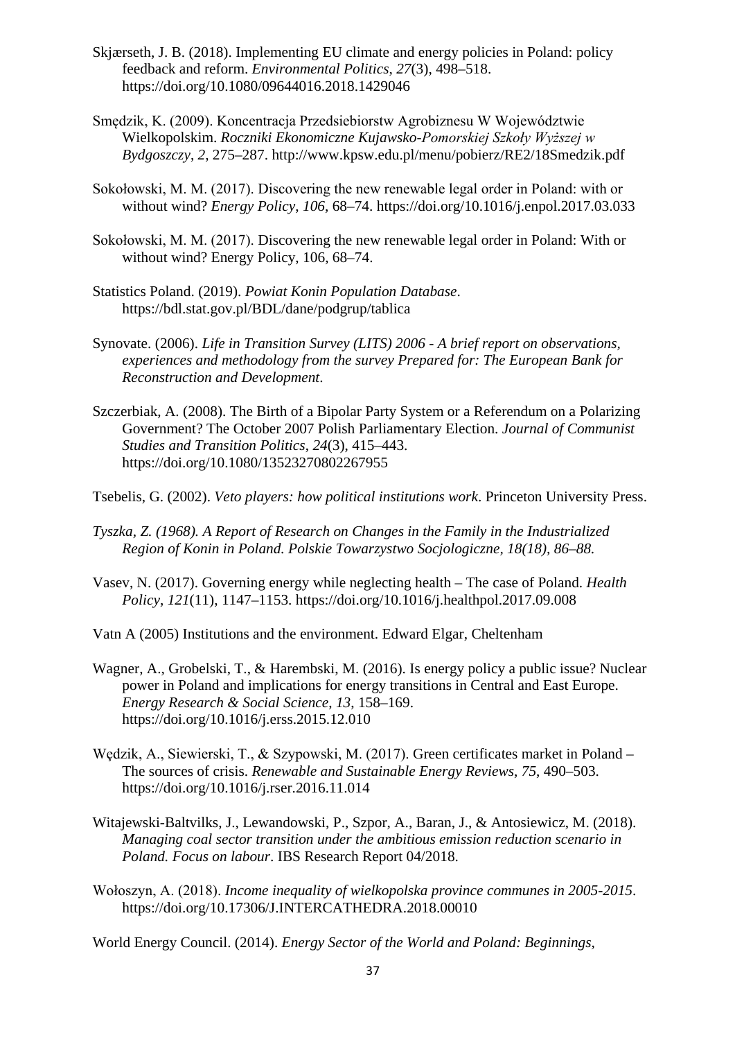Skjærseth, J. B. (2018). Implementing EU climate and energy policies in Poland: policy feedback and reform. *Environmental Politics*, *27*(3), 498–518. https://doi.org/10.1080/09644016.2018.1429046

Smędzik, K. (2009). Koncentracja Przedsiebiorstw Agrobiznesu W Województwie Wielkopolskim. *Roczniki Ekonomiczne Kujawsko-Pomorskiej Szkoły Wyższej w Bydgoszczy*, *2*, 275–287. http://www.kpsw.edu.pl/menu/pobierz/RE2/18Smedzik.pdf

Sokołowski, M. M. (2017). Discovering the new renewable legal order in Poland: with or without wind? *Energy Policy*, *106*, 68–74. https://doi.org/10.1016/j.enpol.2017.03.033

Sokołowski, M. M. (2017). Discovering the new renewable legal order in Poland: With or without wind? Energy Policy, 106, 68–74.

Statistics Poland. (2019). *Powiat Konin Population Database*. https://bdl.stat.gov.pl/BDL/dane/podgrup/tablica

Synovate. (2006). *Life in Transition Survey (LITS) 2006 - A brief report on observations, experiences and methodology from the survey Prepared for: The European Bank for Reconstruction and Development*.

Szczerbiak, A. (2008). The Birth of a Bipolar Party System or a Referendum on a Polarizing Government? The October 2007 Polish Parliamentary Election. *Journal of Communist Studies and Transition Politics*, *24*(3), 415–443. https://doi.org/10.1080/13523270802267955

Tsebelis, G. (2002). *Veto players: how political institutions work*. Princeton University Press.

*Tyszka, Z. (1968). A Report of Research on Changes in the Family in the Industrialized Region of Konin in Poland. Polskie Towarzystwo Socjologiczne, 18(18), 86–88.*

Vasev, N. (2017). Governing energy while neglecting health – The case of Poland. *Health Policy*, *121*(11), 1147–1153. https://doi.org/10.1016/j.healthpol.2017.09.008

Vatn A (2005) Institutions and the environment. Edward Elgar, Cheltenham

Wagner, A., Grobelski, T., & Harembski, M. (2016). Is energy policy a public issue? Nuclear power in Poland and implications for energy transitions in Central and East Europe. *Energy Research & Social Science*, *13*, 158–169. https://doi.org/10.1016/j.erss.2015.12.010

Wędzik, A., Siewierski, T., & Szypowski, M. (2017). Green certificates market in Poland – The sources of crisis. *Renewable and Sustainable Energy Reviews*, *75*, 490–503. https://doi.org/10.1016/j.rser.2016.11.014

Witajewski-Baltvilks, J., Lewandowski, P., Szpor, A., Baran, J., & Antosiewicz, M. (2018). *Managing coal sector transition under the ambitious emission reduction scenario in Poland. Focus on labour*. IBS Research Report 04/2018.

Wołoszyn, A. (2018). *Income inequality of wielkopolska province communes in 2005-2015*. https://doi.org/10.17306/J.INTERCATHEDRA.2018.00010

World Energy Council. (2014). *Energy Sector of the World and Poland: Beginnings,*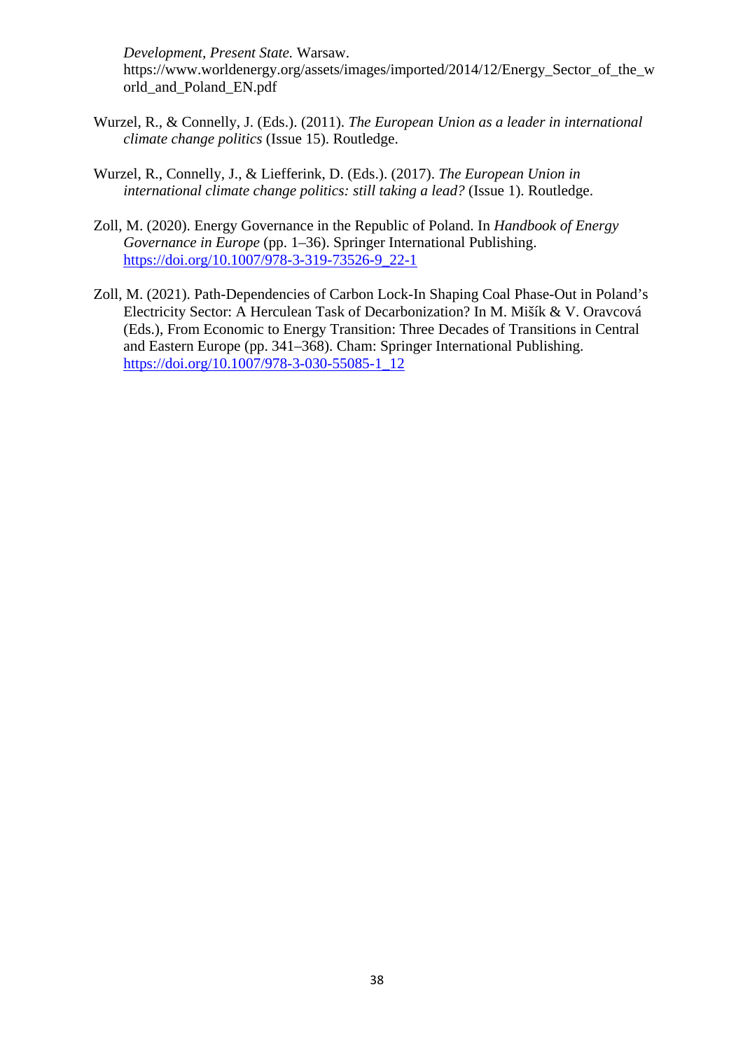*Development, Present State.* Warsaw. https://www.worldenergy.org/assets/images/imported/2014/12/Energy_Sector_of_the_world_and_Poland_EN.pdf

Wurzel, R., & Connelly, J. (Eds.). (2011). *The European Union as a leader in international climate change politics* (Issue 15). Routledge.

Wurzel, R., Connelly, J., & Liefferink, D. (Eds.). (2017). *The European Union in international climate change politics: still taking a lead?* (Issue 1). Routledge.

Zoll, M. (2020). Energy Governance in the Republic of Poland. In *Handbook of Energy Governance in Europe* (pp. 1–36). Springer International Publishing. https://doi.org/10.1007/978-3-319-73526-9_22-1

Zoll, M. (2021). Path-Dependencies of Carbon Lock-In Shaping Coal Phase-Out in Poland's Electricity Sector: A Herculean Task of Decarbonization? In M. Mišík & V. Oravcová (Eds.), From Economic to Energy Transition: Three Decades of Transitions in Central and Eastern Europe (pp. 341–368). Cham: Springer International Publishing. https://doi.org/10.1007/978-3-030-55085-1_12